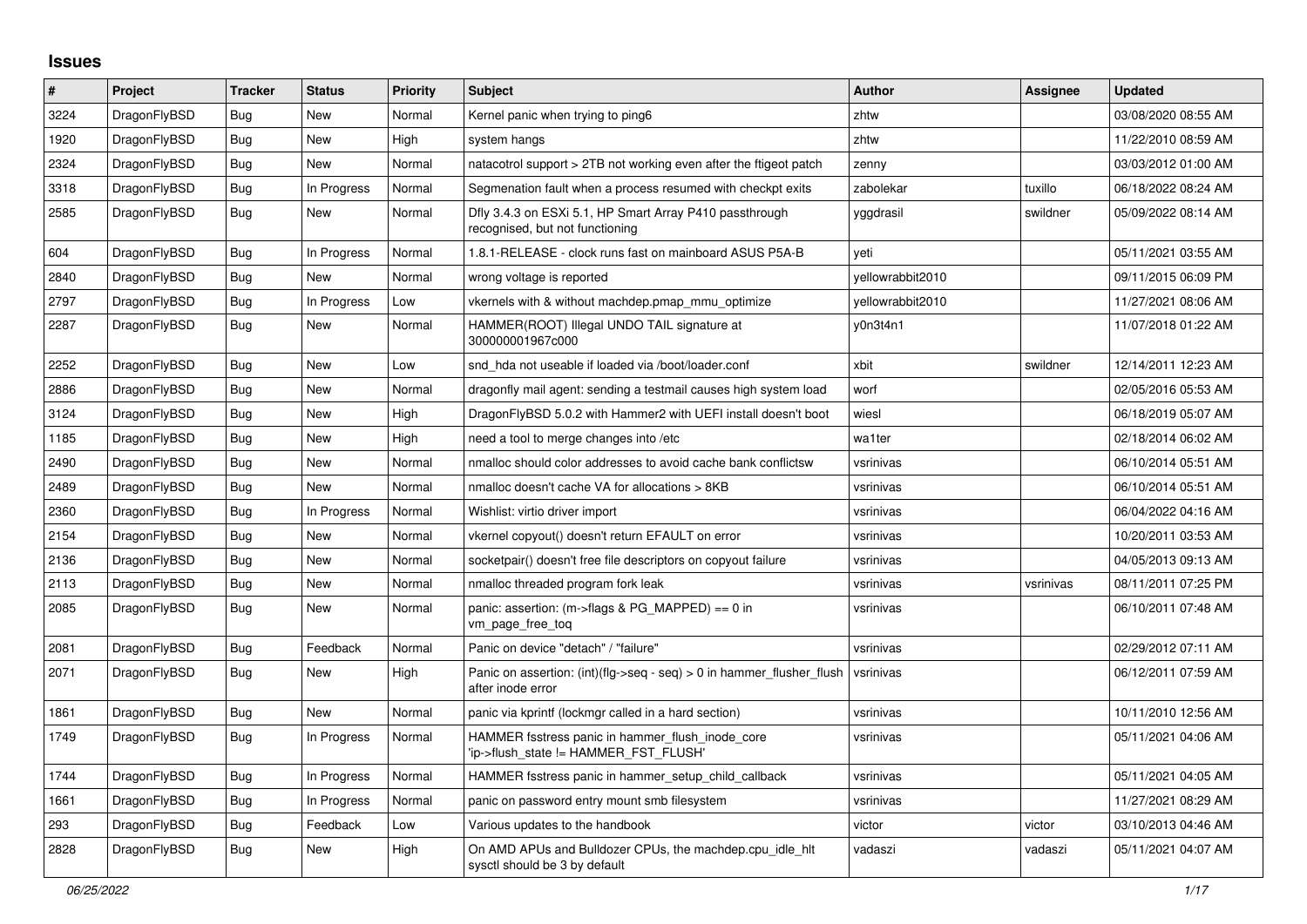## Issues

| # | Project | Tracker | Status | Priority | Subject | Author | Assignee | Updated |
|---|---|---|---|---|---|---|---|---|
| 3224 | DragonFlyBSD | Bug | New | Normal | Kernel panic when trying to ping6 | zhtw | | 03/08/2020 08:55 AM |
| 1920 | DragonFlyBSD | Bug | New | High | system hangs | zhtw | | 11/22/2010 08:59 AM |
| 2324 | DragonFlyBSD | Bug | New | Normal | natacotrol support > 2TB not working even after the ftigeot patch | zenny | | 03/03/2012 01:00 AM |
| 3318 | DragonFlyBSD | Bug | In Progress | Normal | Segmenation fault when a process resumed with checkpt exits | zabolekar | tuxillo | 06/18/2022 08:24 AM |
| 2585 | DragonFlyBSD | Bug | New | Normal | Dfly 3.4.3 on ESXi 5.1, HP Smart Array P410 passthrough recognised, but not functioning | yggdrasil | swildner | 05/09/2022 08:14 AM |
| 604 | DragonFlyBSD | Bug | In Progress | Normal | 1.8.1-RELEASE - clock runs fast on mainboard ASUS P5A-B | yeti | | 05/11/2021 03:55 AM |
| 2840 | DragonFlyBSD | Bug | New | Normal | wrong voltage is reported | yellowrabbit2010 | | 09/11/2015 06:09 PM |
| 2797 | DragonFlyBSD | Bug | In Progress | Low | vkernels with & without machdep.pmap_mmu_optimize | yellowrabbit2010 | | 11/27/2021 08:06 AM |
| 2287 | DragonFlyBSD | Bug | New | Normal | HAMMER(ROOT) Illegal UNDO TAIL signature at 300000001967c000 | y0n3t4n1 | | 11/07/2018 01:22 AM |
| 2252 | DragonFlyBSD | Bug | New | Low | snd_hda not useable if loaded via /boot/loader.conf | xbit | swildner | 12/14/2011 12:23 AM |
| 2886 | DragonFlyBSD | Bug | New | Normal | dragonfly mail agent: sending a testmail causes high system load | worf | | 02/05/2016 05:53 AM |
| 3124 | DragonFlyBSD | Bug | New | High | DragonFlyBSD 5.0.2 with Hammer2 with UEFI install doesn't boot | wiesl | | 06/18/2019 05:07 AM |
| 1185 | DragonFlyBSD | Bug | New | High | need a tool to merge changes into /etc | wa1ter | | 02/18/2014 06:02 AM |
| 2490 | DragonFlyBSD | Bug | New | Normal | nmalloc should color addresses to avoid cache bank conflictsw | vsrinivas | | 06/10/2014 05:51 AM |
| 2489 | DragonFlyBSD | Bug | New | Normal | nmalloc doesn't cache VA for allocations > 8KB | vsrinivas | | 06/10/2014 05:51 AM |
| 2360 | DragonFlyBSD | Bug | In Progress | Normal | Wishlist: virtio driver import | vsrinivas | | 06/04/2022 04:16 AM |
| 2154 | DragonFlyBSD | Bug | New | Normal | vkernel copyout() doesn't return EFAULT on error | vsrinivas | | 10/20/2011 03:53 AM |
| 2136 | DragonFlyBSD | Bug | New | Normal | socketpair() doesn't free file descriptors on copyout failure | vsrinivas | | 04/05/2013 09:13 AM |
| 2113 | DragonFlyBSD | Bug | New | Normal | nmalloc threaded program fork leak | vsrinivas | vsrinivas | 08/11/2011 07:25 PM |
| 2085 | DragonFlyBSD | Bug | New | Normal | panic: assertion: (m->flags & PG_MAPPED) == 0 in vm_page_free_toq | vsrinivas | | 06/10/2011 07:48 AM |
| 2081 | DragonFlyBSD | Bug | Feedback | Normal | Panic on device "detach" / "failure" | vsrinivas | | 02/29/2012 07:11 AM |
| 2071 | DragonFlyBSD | Bug | New | High | Panic on assertion: (int)(flg->seq - seq) > 0 in hammer_flusher_flush after inode error | vsrinivas | | 06/12/2011 07:59 AM |
| 1861 | DragonFlyBSD | Bug | New | Normal | panic via kprintf (lockmgr called in a hard section) | vsrinivas | | 10/11/2010 12:56 AM |
| 1749 | DragonFlyBSD | Bug | In Progress | Normal | HAMMER fsstress panic in hammer_flush_inode_core 'ip->flush_state != HAMMER_FST_FLUSH' | vsrinivas | | 05/11/2021 04:06 AM |
| 1744 | DragonFlyBSD | Bug | In Progress | Normal | HAMMER fsstress panic in hammer_setup_child_callback | vsrinivas | | 05/11/2021 04:05 AM |
| 1661 | DragonFlyBSD | Bug | In Progress | Normal | panic on password entry mount smb filesystem | vsrinivas | | 11/27/2021 08:29 AM |
| 293 | DragonFlyBSD | Bug | Feedback | Low | Various updates to the handbook | victor | victor | 03/10/2013 04:46 AM |
| 2828 | DragonFlyBSD | Bug | New | High | On AMD APUs and Bulldozer CPUs, the machdep.cpu_idle_hlt sysctl should be 3 by default | vadaszi | vadaszi | 05/11/2021 04:07 AM |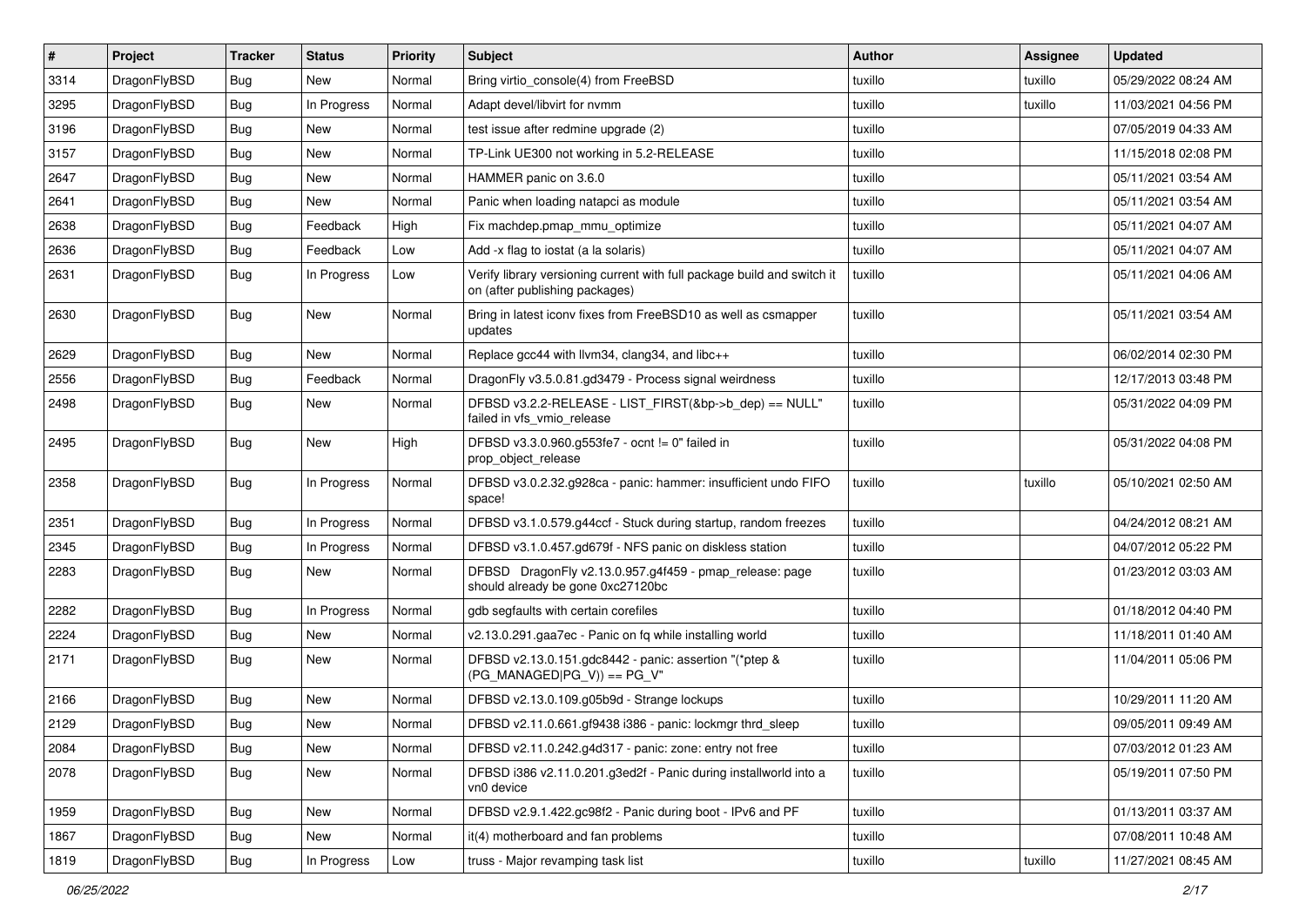| # | Project | Tracker | Status | Priority | Subject | Author | Assignee | Updated |
| --- | --- | --- | --- | --- | --- | --- | --- | --- |
| 3314 | DragonFlyBSD | Bug | New | Normal | Bring virtio_console(4) from FreeBSD | tuxillo | tuxillo | 05/29/2022 08:24 AM |
| 3295 | DragonFlyBSD | Bug | In Progress | Normal | Adapt devel/libvirt for nvmm | tuxillo | tuxillo | 11/03/2021 04:56 PM |
| 3196 | DragonFlyBSD | Bug | New | Normal | test issue after redmine upgrade (2) | tuxillo | | 07/05/2019 04:33 AM |
| 3157 | DragonFlyBSD | Bug | New | Normal | TP-Link UE300 not working in 5.2-RELEASE | tuxillo | | 11/15/2018 02:08 PM |
| 2647 | DragonFlyBSD | Bug | New | Normal | HAMMER panic on 3.6.0 | tuxillo | | 05/11/2021 03:54 AM |
| 2641 | DragonFlyBSD | Bug | New | Normal | Panic when loading natapci as module | tuxillo | | 05/11/2021 03:54 AM |
| 2638 | DragonFlyBSD | Bug | Feedback | High | Fix machdep.pmap_mmu_optimize | tuxillo | | 05/11/2021 04:07 AM |
| 2636 | DragonFlyBSD | Bug | Feedback | Low | Add -x flag to iostat (a la solaris) | tuxillo | | 05/11/2021 04:07 AM |
| 2631 | DragonFlyBSD | Bug | In Progress | Low | Verify library versioning current with full package build and switch it on (after publishing packages) | tuxillo | | 05/11/2021 04:06 AM |
| 2630 | DragonFlyBSD | Bug | New | Normal | Bring in latest iconv fixes from FreeBSD10 as well as csmapper updates | tuxillo | | 05/11/2021 03:54 AM |
| 2629 | DragonFlyBSD | Bug | New | Normal | Replace gcc44 with llvm34, clang34, and libc++ | tuxillo | | 06/02/2014 02:30 PM |
| 2556 | DragonFlyBSD | Bug | Feedback | Normal | DragonFly v3.5.0.81.gd3479 - Process signal weirdness | tuxillo | | 12/17/2013 03:48 PM |
| 2498 | DragonFlyBSD | Bug | New | Normal | DFBSD v3.2.2-RELEASE - LIST_FIRST(&bp->b_dep) == NULL" failed in vfs_vmio_release | tuxillo | | 05/31/2022 04:09 PM |
| 2495 | DragonFlyBSD | Bug | New | High | DFBSD v3.3.0.960.g553fe7 - ocnt != 0" failed in prop_object_release | tuxillo | | 05/31/2022 04:08 PM |
| 2358 | DragonFlyBSD | Bug | In Progress | Normal | DFBSD v3.0.2.32.g928ca - panic: hammer: insufficient undo FIFO space! | tuxillo | tuxillo | 05/10/2021 02:50 AM |
| 2351 | DragonFlyBSD | Bug | In Progress | Normal | DFBSD v3.1.0.579.g44ccf - Stuck during startup, random freezes | tuxillo | | 04/24/2012 08:21 AM |
| 2345 | DragonFlyBSD | Bug | In Progress | Normal | DFBSD v3.1.0.457.gd679f - NFS panic on diskless station | tuxillo | | 04/07/2012 05:22 PM |
| 2283 | DragonFlyBSD | Bug | New | Normal | DFBSD DragonFly v2.13.0.957.g4f459 - pmap_release: page should already be gone 0xc27120bc | tuxillo | | 01/23/2012 03:03 AM |
| 2282 | DragonFlyBSD | Bug | In Progress | Normal | gdb segfaults with certain corefiles | tuxillo | | 01/18/2012 04:40 PM |
| 2224 | DragonFlyBSD | Bug | New | Normal | v2.13.0.291.gaa7ec - Panic on fq while installing world | tuxillo | | 11/18/2011 01:40 AM |
| 2171 | DragonFlyBSD | Bug | New | Normal | DFBSD v2.13.0.151.gdc8442 - panic: assertion "(*ptep & (PG_MANAGED\|PG_V)) == PG_V" | tuxillo | | 11/04/2011 05:06 PM |
| 2166 | DragonFlyBSD | Bug | New | Normal | DFBSD v2.13.0.109.g05b9d - Strange lockups | tuxillo | | 10/29/2011 11:20 AM |
| 2129 | DragonFlyBSD | Bug | New | Normal | DFBSD v2.11.0.661.gf9438 i386 - panic: lockmgr thrd_sleep | tuxillo | | 09/05/2011 09:49 AM |
| 2084 | DragonFlyBSD | Bug | New | Normal | DFBSD v2.11.0.242.g4d317 - panic: zone: entry not free | tuxillo | | 07/03/2012 01:23 AM |
| 2078 | DragonFlyBSD | Bug | New | Normal | DFBSD i386 v2.11.0.201.g3ed2f - Panic during installworld into a vn0 device | tuxillo | | 05/19/2011 07:50 PM |
| 1959 | DragonFlyBSD | Bug | New | Normal | DFBSD v2.9.1.422.gc98f2 - Panic during boot - IPv6 and PF | tuxillo | | 01/13/2011 03:37 AM |
| 1867 | DragonFlyBSD | Bug | New | Normal | it(4) motherboard and fan problems | tuxillo | | 07/08/2011 10:48 AM |
| 1819 | DragonFlyBSD | Bug | In Progress | Low | truss - Major revamping task list | tuxillo | tuxillo | 11/27/2021 08:45 AM |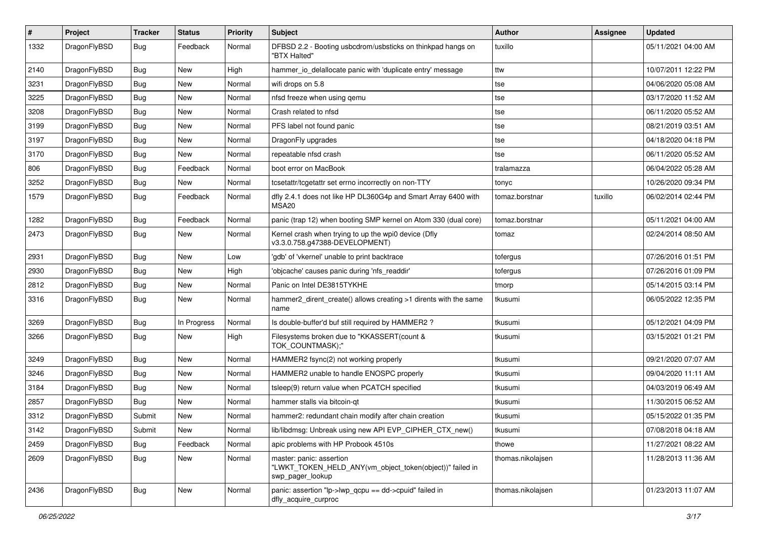| # | Project | Tracker | Status | Priority | Subject | Author | Assignee | Updated |
|---|---|---|---|---|---|---|---|---|
| 1332 | DragonFlyBSD | Bug | Feedback | Normal | DFBSD 2.2 - Booting usbcdrom/usbsticks on thinkpad hangs on "BTX Halted" | tuxillo | | 05/11/2021 04:00 AM |
| 2140 | DragonFlyBSD | Bug | New | High | hammer_io_delallocate panic with 'duplicate entry' message | ttw | | 10/07/2011 12:22 PM |
| 3231 | DragonFlyBSD | Bug | New | Normal | wifi drops on 5.8 | tse | | 04/06/2020 05:08 AM |
| 3225 | DragonFlyBSD | Bug | New | Normal | nfsd freeze when using qemu | tse | | 03/17/2020 11:52 AM |
| 3208 | DragonFlyBSD | Bug | New | Normal | Crash related to nfsd | tse | | 06/11/2020 05:52 AM |
| 3199 | DragonFlyBSD | Bug | New | Normal | PFS label not found panic | tse | | 08/21/2019 03:51 AM |
| 3197 | DragonFlyBSD | Bug | New | Normal | DragonFly upgrades | tse | | 04/18/2020 04:18 PM |
| 3170 | DragonFlyBSD | Bug | New | Normal | repeatable nfsd crash | tse | | 06/11/2020 05:52 AM |
| 806 | DragonFlyBSD | Bug | Feedback | Normal | boot error on MacBook | tralamazza | | 06/04/2022 05:28 AM |
| 3252 | DragonFlyBSD | Bug | New | Normal | tcsetattr/tcgetattr set errno incorrectly on non-TTY | tonyc | | 10/26/2020 09:34 PM |
| 1579 | DragonFlyBSD | Bug | Feedback | Normal | dfly 2.4.1 does not like HP DL360G4p and Smart Array 6400 with MSA20 | tomaz.borstnar | tuxillo | 06/02/2014 02:44 PM |
| 1282 | DragonFlyBSD | Bug | Feedback | Normal | panic (trap 12) when booting SMP kernel on Atom 330 (dual core) | tomaz.borstnar | | 05/11/2021 04:00 AM |
| 2473 | DragonFlyBSD | Bug | New | Normal | Kernel crash when trying to up the wpi0 device (Dfly v3.3.0.758.g47388-DEVELOPMENT) | tomaz | | 02/24/2014 08:50 AM |
| 2931 | DragonFlyBSD | Bug | New | Low | 'gdb' of 'vkernel' unable to print backtrace | tofergus | | 07/26/2016 01:51 PM |
| 2930 | DragonFlyBSD | Bug | New | High | 'objcache' causes panic during 'nfs_readdir' | tofergus | | 07/26/2016 01:09 PM |
| 2812 | DragonFlyBSD | Bug | New | Normal | Panic on Intel DE3815TYKHE | tmorp | | 05/14/2015 03:14 PM |
| 3316 | DragonFlyBSD | Bug | New | Normal | hammer2_dirent_create() allows creating >1 dirents with the same name | tkusumi | | 06/05/2022 12:35 PM |
| 3269 | DragonFlyBSD | Bug | In Progress | Normal | Is double-buffer'd buf still required by HAMMER2 ? | tkusumi | | 05/12/2021 04:09 PM |
| 3266 | DragonFlyBSD | Bug | New | High | Filesystems broken due to "KKASSERT(count & TOK_COUNTMASK);" | tkusumi | | 03/15/2021 01:21 PM |
| 3249 | DragonFlyBSD | Bug | New | Normal | HAMMER2 fsync(2) not working properly | tkusumi | | 09/21/2020 07:07 AM |
| 3246 | DragonFlyBSD | Bug | New | Normal | HAMMER2 unable to handle ENOSPC properly | tkusumi | | 09/04/2020 11:11 AM |
| 3184 | DragonFlyBSD | Bug | New | Normal | tsleep(9) return value when PCATCH specified | tkusumi | | 04/03/2019 06:49 AM |
| 2857 | DragonFlyBSD | Bug | New | Normal | hammer stalls via bitcoin-qt | tkusumi | | 11/30/2015 06:52 AM |
| 3312 | DragonFlyBSD | Submit | New | Normal | hammer2: redundant chain modify after chain creation | tkusumi | | 05/15/2022 01:35 PM |
| 3142 | DragonFlyBSD | Submit | New | Normal | lib/libdmsg: Unbreak using new API EVP_CIPHER_CTX_new() | tkusumi | | 07/08/2018 04:18 AM |
| 2459 | DragonFlyBSD | Bug | Feedback | Normal | apic problems with HP Probook 4510s | thowe | | 11/27/2021 08:22 AM |
| 2609 | DragonFlyBSD | Bug | New | Normal | master: panic: assertion "LWKT_TOKEN_HELD_ANY(vm_object_token(object))" failed in swp_pager_lookup | thomas.nikolajsen | | 11/28/2013 11:36 AM |
| 2436 | DragonFlyBSD | Bug | New | Normal | panic: assertion "lp->lwp_qcpu == dd->cpuid" failed in dfly_acquire_curproc | thomas.nikolajsen | | 01/23/2013 11:07 AM |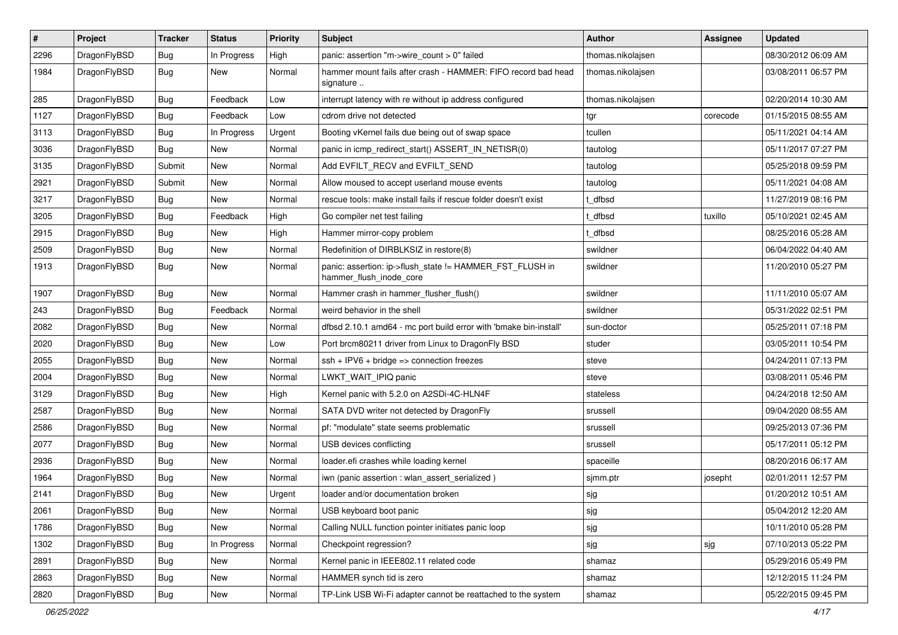| # | Project | Tracker | Status | Priority | Subject | Author | Assignee | Updated |
|---|---|---|---|---|---|---|---|---|
| 2296 | DragonFlyBSD | Bug | In Progress | High | panic: assertion "m->wire_count > 0" failed | thomas.nikolajsen | | 08/30/2012 06:09 AM |
| 1984 | DragonFlyBSD | Bug | New | Normal | hammer mount fails after crash - HAMMER: FIFO record bad head signature .. | thomas.nikolajsen | | 03/08/2011 06:57 PM |
| 285 | DragonFlyBSD | Bug | Feedback | Low | interrupt latency with re without ip address configured | thomas.nikolajsen | | 02/20/2014 10:30 AM |
| 1127 | DragonFlyBSD | Bug | Feedback | Low | cdrom drive not detected | tgr | corecode | 01/15/2015 08:55 AM |
| 3113 | DragonFlyBSD | Bug | In Progress | Urgent | Booting vKernel fails due being out of swap space | tcullen | | 05/11/2021 04:14 AM |
| 3036 | DragonFlyBSD | Bug | New | Normal | panic in icmp_redirect_start() ASSERT_IN_NETISR(0) | tautolog | | 05/11/2017 07:27 PM |
| 3135 | DragonFlyBSD | Submit | New | Normal | Add EVFILT_RECV and EVFILT_SEND | tautolog | | 05/25/2018 09:59 PM |
| 2921 | DragonFlyBSD | Submit | New | Normal | Allow moused to accept userland mouse events | tautolog | | 05/11/2021 04:08 AM |
| 3217 | DragonFlyBSD | Bug | New | Normal | rescue tools: make install fails if rescue folder doesn't exist | t_dfbsd | | 11/27/2019 08:16 PM |
| 3205 | DragonFlyBSD | Bug | Feedback | High | Go compiler net test failing | t_dfbsd | tuxillo | 05/10/2021 02:45 AM |
| 2915 | DragonFlyBSD | Bug | New | High | Hammer mirror-copy problem | t_dfbsd | | 08/25/2016 05:28 AM |
| 2509 | DragonFlyBSD | Bug | New | Normal | Redefinition of DIRBLKSIZ in restore(8) | swildner | | 06/04/2022 04:40 AM |
| 1913 | DragonFlyBSD | Bug | New | Normal | panic: assertion: ip->flush_state != HAMMER_FST_FLUSH in hammer_flush_inode_core | swildner | | 11/20/2010 05:27 PM |
| 1907 | DragonFlyBSD | Bug | New | Normal | Hammer crash in hammer_flusher_flush() | swildner | | 11/11/2010 05:07 AM |
| 243 | DragonFlyBSD | Bug | Feedback | Normal | weird behavior in the shell | swildner | | 05/31/2022 02:51 PM |
| 2082 | DragonFlyBSD | Bug | New | Normal | dfbsd 2.10.1 amd64 - mc port build error with 'bmake bin-install' | sun-doctor | | 05/25/2011 07:18 PM |
| 2020 | DragonFlyBSD | Bug | New | Low | Port brcm80211 driver from Linux to DragonFly BSD | studer | | 03/05/2011 10:54 PM |
| 2055 | DragonFlyBSD | Bug | New | Normal | ssh + IPV6 + bridge => connection freezes | steve | | 04/24/2011 07:13 PM |
| 2004 | DragonFlyBSD | Bug | New | Normal | LWKT_WAIT_IPIQ panic | steve | | 03/08/2011 05:46 PM |
| 3129 | DragonFlyBSD | Bug | New | High | Kernel panic with 5.2.0 on A2SDi-4C-HLN4F | stateless | | 04/24/2018 12:50 AM |
| 2587 | DragonFlyBSD | Bug | New | Normal | SATA DVD writer not detected by DragonFly | srussell | | 09/04/2020 08:55 AM |
| 2586 | DragonFlyBSD | Bug | New | Normal | pf: "modulate" state seems problematic | srussell | | 09/25/2013 07:36 PM |
| 2077 | DragonFlyBSD | Bug | New | Normal | USB devices conflicting | srussell | | 05/17/2011 05:12 PM |
| 2936 | DragonFlyBSD | Bug | New | Normal | loader.efi crashes while loading kernel | spaceille | | 08/20/2016 06:17 AM |
| 1964 | DragonFlyBSD | Bug | New | Normal | iwn (panic assertion : wlan_assert_serialized ) | sjmm.ptr | josepht | 02/01/2011 12:57 PM |
| 2141 | DragonFlyBSD | Bug | New | Urgent | loader and/or documentation broken | sjg | | 01/20/2012 10:51 AM |
| 2061 | DragonFlyBSD | Bug | New | Normal | USB keyboard boot panic | sjg | | 05/04/2012 12:20 AM |
| 1786 | DragonFlyBSD | Bug | New | Normal | Calling NULL function pointer initiates panic loop | sjg | | 10/11/2010 05:28 PM |
| 1302 | DragonFlyBSD | Bug | In Progress | Normal | Checkpoint regression? | sjg | sjg | 07/10/2013 05:22 PM |
| 2891 | DragonFlyBSD | Bug | New | Normal | Kernel panic in IEEE802.11 related code | shamaz | | 05/29/2016 05:49 PM |
| 2863 | DragonFlyBSD | Bug | New | Normal | HAMMER synch tid is zero | shamaz | | 12/12/2015 11:24 PM |
| 2820 | DragonFlyBSD | Bug | New | Normal | TP-Link USB Wi-Fi adapter cannot be reattached to the system | shamaz | | 05/22/2015 09:45 PM |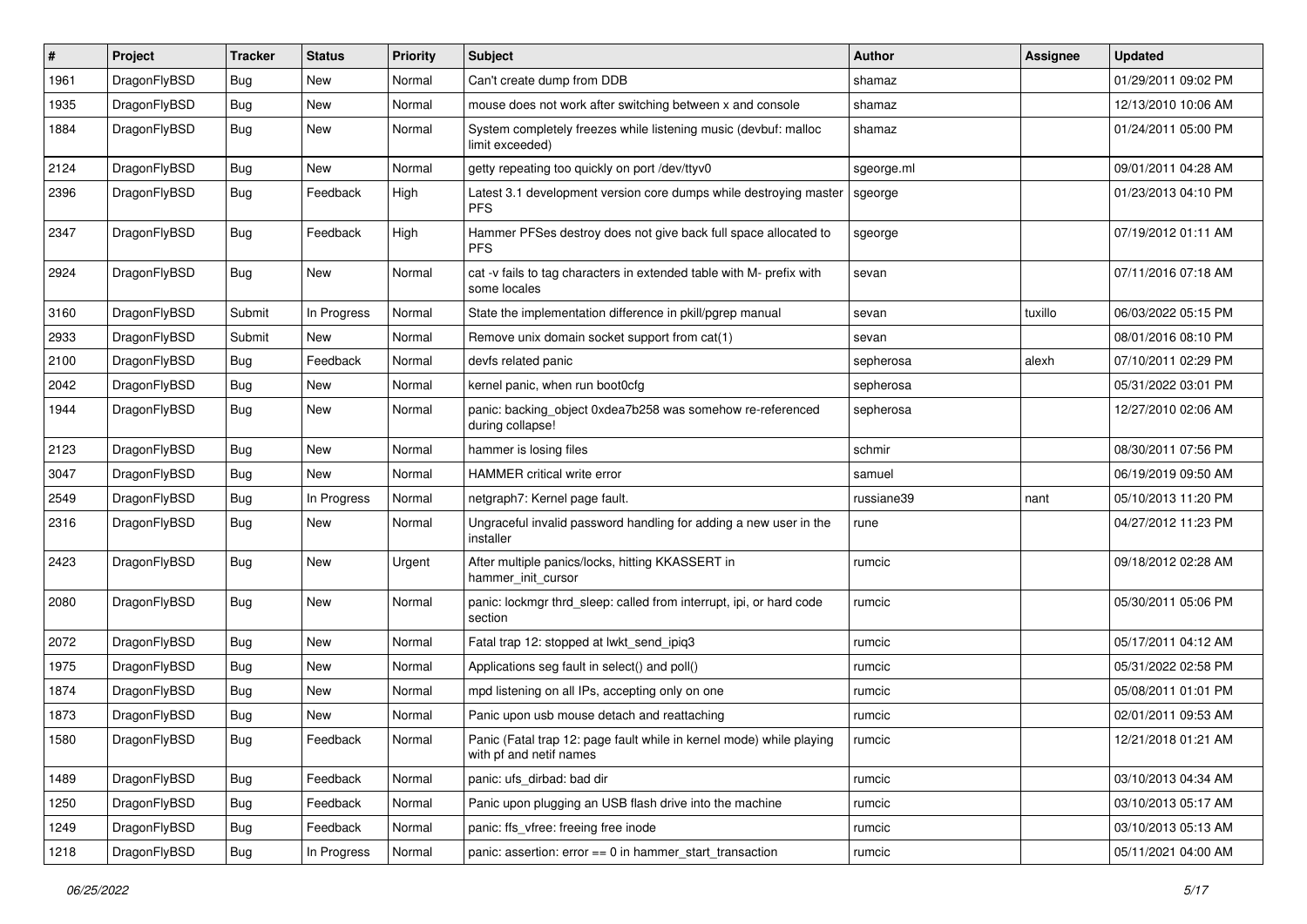| # | Project | Tracker | Status | Priority | Subject | Author | Assignee | Updated |
|---|---|---|---|---|---|---|---|---|
| 1961 | DragonFlyBSD | Bug | New | Normal | Can't create dump from DDB | shamaz | | 01/29/2011 09:02 PM |
| 1935 | DragonFlyBSD | Bug | New | Normal | mouse does not work after switching between x and console | shamaz | | 12/13/2010 10:06 AM |
| 1884 | DragonFlyBSD | Bug | New | Normal | System completely freezes while listening music (devbuf: malloc limit exceeded) | shamaz | | 01/24/2011 05:00 PM |
| 2124 | DragonFlyBSD | Bug | New | Normal | getty repeating too quickly on port /dev/ttyv0 | sgeorge.ml | | 09/01/2011 04:28 AM |
| 2396 | DragonFlyBSD | Bug | Feedback | High | Latest 3.1 development version core dumps while destroying master PFS | sgeorge | | 01/23/2013 04:10 PM |
| 2347 | DragonFlyBSD | Bug | Feedback | High | Hammer PFSes destroy does not give back full space allocated to PFS | sgeorge | | 07/19/2012 01:11 AM |
| 2924 | DragonFlyBSD | Bug | New | Normal | cat -v fails to tag characters in extended table with M- prefix with some locales | sevan | | 07/11/2016 07:18 AM |
| 3160 | DragonFlyBSD | Submit | In Progress | Normal | State the implementation difference in pkill/pgrep manual | sevan | tuxillo | 06/03/2022 05:15 PM |
| 2933 | DragonFlyBSD | Submit | New | Normal | Remove unix domain socket support from cat(1) | sevan | | 08/01/2016 08:10 PM |
| 2100 | DragonFlyBSD | Bug | Feedback | Normal | devfs related panic | sepherosa | alexh | 07/10/2011 02:29 PM |
| 2042 | DragonFlyBSD | Bug | New | Normal | kernel panic, when run boot0cfg | sepherosa | | 05/31/2022 03:01 PM |
| 1944 | DragonFlyBSD | Bug | New | Normal | panic: backing_object 0xdea7b258 was somehow re-referenced during collapse! | sepherosa | | 12/27/2010 02:06 AM |
| 2123 | DragonFlyBSD | Bug | New | Normal | hammer is losing files | schmir | | 08/30/2011 07:56 PM |
| 3047 | DragonFlyBSD | Bug | New | Normal | HAMMER critical write error | samuel | | 06/19/2019 09:50 AM |
| 2549 | DragonFlyBSD | Bug | In Progress | Normal | netgraph7: Kernel page fault. | russiane39 | nant | 05/10/2013 11:20 PM |
| 2316 | DragonFlyBSD | Bug | New | Normal | Ungraceful invalid password handling for adding a new user in the installer | rune | | 04/27/2012 11:23 PM |
| 2423 | DragonFlyBSD | Bug | New | Urgent | After multiple panics/locks, hitting KKASSERT in hammer_init_cursor | rumcic | | 09/18/2012 02:28 AM |
| 2080 | DragonFlyBSD | Bug | New | Normal | panic: lockmgr thrd_sleep: called from interrupt, ipi, or hard code section | rumcic | | 05/30/2011 05:06 PM |
| 2072 | DragonFlyBSD | Bug | New | Normal | Fatal trap 12: stopped at lwkt_send_ipiq3 | rumcic | | 05/17/2011 04:12 AM |
| 1975 | DragonFlyBSD | Bug | New | Normal | Applications seg fault in select() and poll() | rumcic | | 05/31/2022 02:58 PM |
| 1874 | DragonFlyBSD | Bug | New | Normal | mpd listening on all IPs, accepting only on one | rumcic | | 05/08/2011 01:01 PM |
| 1873 | DragonFlyBSD | Bug | New | Normal | Panic upon usb mouse detach and reattaching | rumcic | | 02/01/2011 09:53 AM |
| 1580 | DragonFlyBSD | Bug | Feedback | Normal | Panic (Fatal trap 12: page fault while in kernel mode) while playing with pf and netif names | rumcic | | 12/21/2018 01:21 AM |
| 1489 | DragonFlyBSD | Bug | Feedback | Normal | panic: ufs_dirbad: bad dir | rumcic | | 03/10/2013 04:34 AM |
| 1250 | DragonFlyBSD | Bug | Feedback | Normal | Panic upon plugging an USB flash drive into the machine | rumcic | | 03/10/2013 05:17 AM |
| 1249 | DragonFlyBSD | Bug | Feedback | Normal | panic: ffs_vfree: freeing free inode | rumcic | | 03/10/2013 05:13 AM |
| 1218 | DragonFlyBSD | Bug | In Progress | Normal | panic: assertion: error == 0 in hammer_start_transaction | rumcic | | 05/11/2021 04:00 AM |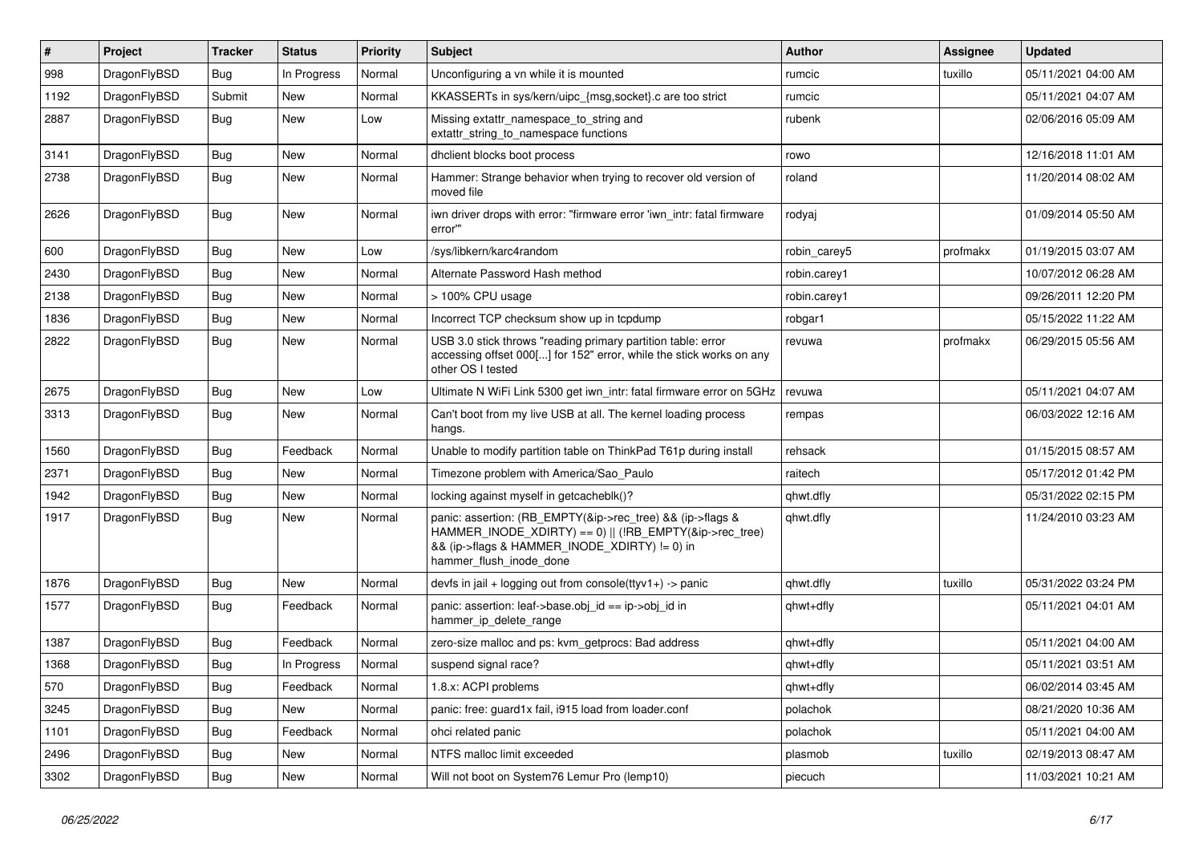| # | Project | Tracker | Status | Priority | Subject | Author | Assignee | Updated |
|---|---|---|---|---|---|---|---|---|
| 998 | DragonFlyBSD | Bug | In Progress | Normal | Unconfiguring a vn while it is mounted | rumcic | tuxillo | 05/11/2021 04:00 AM |
| 1192 | DragonFlyBSD | Submit | New | Normal | KKASSERTs in sys/kern/uipc_{msg,socket}.c are too strict | rumcic | | 05/11/2021 04:07 AM |
| 2887 | DragonFlyBSD | Bug | New | Low | Missing extattr_namespace_to_string and extattr_string_to_namespace functions | rubenk | | 02/06/2016 05:09 AM |
| 3141 | DragonFlyBSD | Bug | New | Normal | dhclient blocks boot process | rowo | | 12/16/2018 11:01 AM |
| 2738 | DragonFlyBSD | Bug | New | Normal | Hammer: Strange behavior when trying to recover old version of moved file | roland | | 11/20/2014 08:02 AM |
| 2626 | DragonFlyBSD | Bug | New | Normal | iwn driver drops with error: "firmware error 'iwn_intr: fatal firmware error'" | rodyaj | | 01/09/2014 05:50 AM |
| 600 | DragonFlyBSD | Bug | New | Low | /sys/libkern/karc4random | robin_carey5 | profmakx | 01/19/2015 03:07 AM |
| 2430 | DragonFlyBSD | Bug | New | Normal | Alternate Password Hash method | robin.carey1 | | 10/07/2012 06:28 AM |
| 2138 | DragonFlyBSD | Bug | New | Normal | > 100% CPU usage | robin.carey1 | | 09/26/2011 12:20 PM |
| 1836 | DragonFlyBSD | Bug | New | Normal | Incorrect TCP checksum show up in tcpdump | robgar1 | | 05/15/2022 11:22 AM |
| 2822 | DragonFlyBSD | Bug | New | Normal | USB 3.0 stick throws "reading primary partition table: error accessing offset 000[...] for 152" error, while the stick works on any other OS I tested | revuwa | profmakx | 06/29/2015 05:56 AM |
| 2675 | DragonFlyBSD | Bug | New | Low | Ultimate N WiFi Link 5300 get iwn_intr: fatal firmware error on 5GHz | revuwa | | 05/11/2021 04:07 AM |
| 3313 | DragonFlyBSD | Bug | New | Normal | Can't boot from my live USB at all. The kernel loading process hangs. | rempas | | 06/03/2022 12:16 AM |
| 1560 | DragonFlyBSD | Bug | Feedback | Normal | Unable to modify partition table on ThinkPad T61p during install | rehsack | | 01/15/2015 08:57 AM |
| 2371 | DragonFlyBSD | Bug | New | Normal | Timezone problem with America/Sao_Paulo | raitech | | 05/17/2012 01:42 PM |
| 1942 | DragonFlyBSD | Bug | New | Normal | locking against myself in getcacheblk()? | qhwt.dfly | | 05/31/2022 02:15 PM |
| 1917 | DragonFlyBSD | Bug | New | Normal | panic: assertion: (RB_EMPTY(&ip->rec_tree) && (ip->flags & HAMMER_INODE_XDIRTY) == 0) \|\| (!RB_EMPTY(&ip->rec_tree) && (ip->flags & HAMMER_INODE_XDIRTY) != 0) in hammer_flush_inode_done | qhwt.dfly | | 11/24/2010 03:23 AM |
| 1876 | DragonFlyBSD | Bug | New | Normal | devfs in jail + logging out from console(ttyv1+) -> panic | qhwt.dfly | tuxillo | 05/31/2022 03:24 PM |
| 1577 | DragonFlyBSD | Bug | Feedback | Normal | panic: assertion: leaf->base.obj_id == ip->obj_id in hammer_ip_delete_range | qhwt+dfly | | 05/11/2021 04:01 AM |
| 1387 | DragonFlyBSD | Bug | Feedback | Normal | zero-size malloc and ps: kvm_getprocs: Bad address | qhwt+dfly | | 05/11/2021 04:00 AM |
| 1368 | DragonFlyBSD | Bug | In Progress | Normal | suspend signal race? | qhwt+dfly | | 05/11/2021 03:51 AM |
| 570 | DragonFlyBSD | Bug | Feedback | Normal | 1.8.x: ACPI problems | qhwt+dfly | | 06/02/2014 03:45 AM |
| 3245 | DragonFlyBSD | Bug | New | Normal | panic: free: guard1x fail, i915 load from loader.conf | polachok | | 08/21/2020 10:36 AM |
| 1101 | DragonFlyBSD | Bug | Feedback | Normal | ohci related panic | polachok | | 05/11/2021 04:00 AM |
| 2496 | DragonFlyBSD | Bug | New | Normal | NTFS malloc limit exceeded | plasmob | tuxillo | 02/19/2013 08:47 AM |
| 3302 | DragonFlyBSD | Bug | New | Normal | Will not boot on System76 Lemur Pro (lemp10) | piecuch | | 11/03/2021 10:21 AM |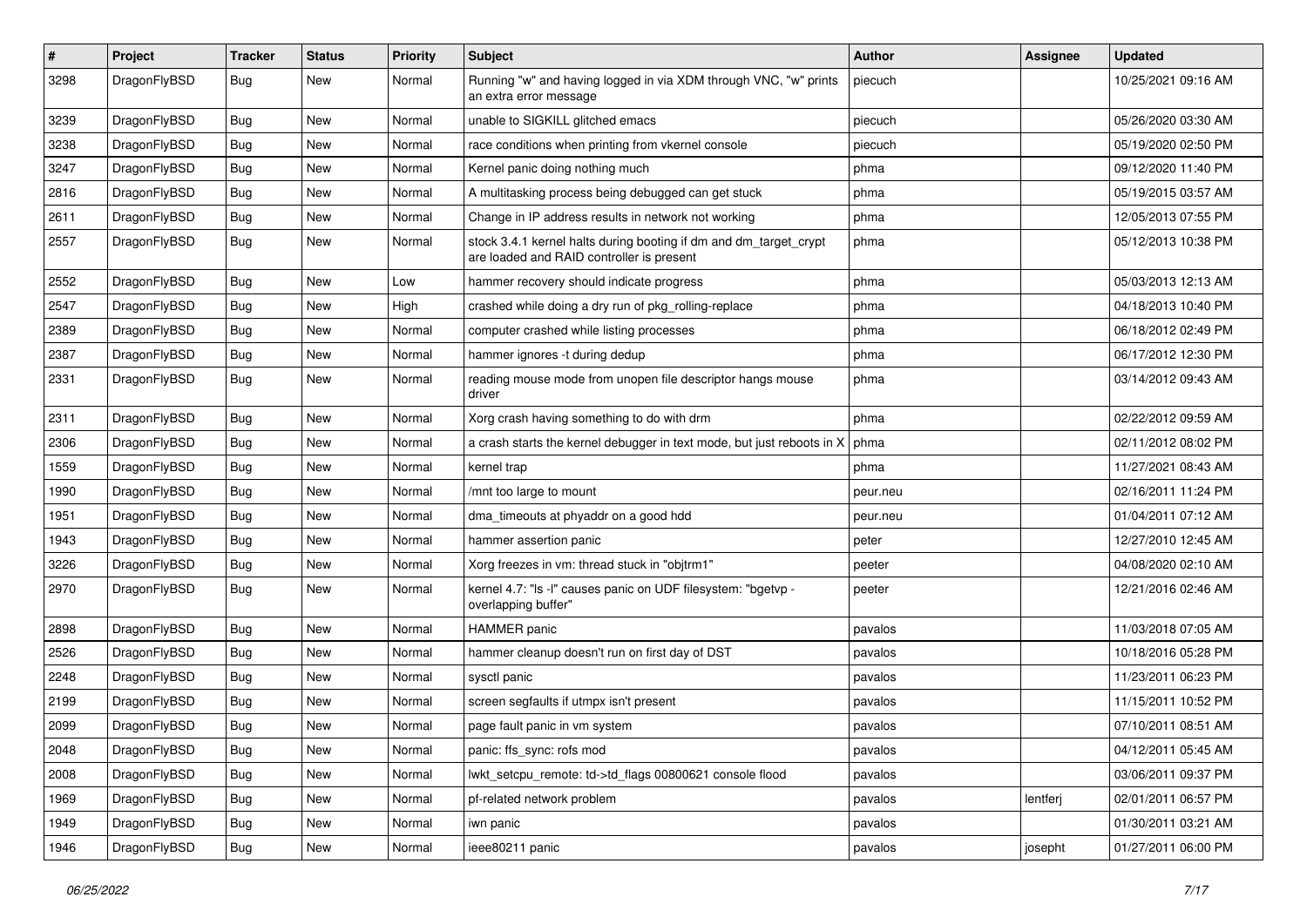| # | Project | Tracker | Status | Priority | Subject | Author | Assignee | Updated |
|---|---|---|---|---|---|---|---|---|
| 3298 | DragonFlyBSD | Bug | New | Normal | Running "w" and having logged in via XDM through VNC, "w" prints an extra error message | piecuch | | 10/25/2021 09:16 AM |
| 3239 | DragonFlyBSD | Bug | New | Normal | unable to SIGKILL glitched emacs | piecuch | | 05/26/2020 03:30 AM |
| 3238 | DragonFlyBSD | Bug | New | Normal | race conditions when printing from vkernel console | piecuch | | 05/19/2020 02:50 PM |
| 3247 | DragonFlyBSD | Bug | New | Normal | Kernel panic doing nothing much | phma | | 09/12/2020 11:40 PM |
| 2816 | DragonFlyBSD | Bug | New | Normal | A multitasking process being debugged can get stuck | phma | | 05/19/2015 03:57 AM |
| 2611 | DragonFlyBSD | Bug | New | Normal | Change in IP address results in network not working | phma | | 12/05/2013 07:55 PM |
| 2557 | DragonFlyBSD | Bug | New | Normal | stock 3.4.1 kernel halts during booting if dm and dm_target_crypt are loaded and RAID controller is present | phma | | 05/12/2013 10:38 PM |
| 2552 | DragonFlyBSD | Bug | New | Low | hammer recovery should indicate progress | phma | | 05/03/2013 12:13 AM |
| 2547 | DragonFlyBSD | Bug | New | High | crashed while doing a dry run of pkg_rolling-replace | phma | | 04/18/2013 10:40 PM |
| 2389 | DragonFlyBSD | Bug | New | Normal | computer crashed while listing processes | phma | | 06/18/2012 02:49 PM |
| 2387 | DragonFlyBSD | Bug | New | Normal | hammer ignores -t during dedup | phma | | 06/17/2012 12:30 PM |
| 2331 | DragonFlyBSD | Bug | New | Normal | reading mouse mode from unopen file descriptor hangs mouse driver | phma | | 03/14/2012 09:43 AM |
| 2311 | DragonFlyBSD | Bug | New | Normal | Xorg crash having something to do with drm | phma | | 02/22/2012 09:59 AM |
| 2306 | DragonFlyBSD | Bug | New | Normal | a crash starts the kernel debugger in text mode, but just reboots in X | phma | | 02/11/2012 08:02 PM |
| 1559 | DragonFlyBSD | Bug | New | Normal | kernel trap | phma | | 11/27/2021 08:43 AM |
| 1990 | DragonFlyBSD | Bug | New | Normal | /mnt too large to mount | peur.neu | | 02/16/2011 11:24 PM |
| 1951 | DragonFlyBSD | Bug | New | Normal | dma_timeouts at phyaddr on a good hdd | peur.neu | | 01/04/2011 07:12 AM |
| 1943 | DragonFlyBSD | Bug | New | Normal | hammer assertion panic | peter | | 12/27/2010 12:45 AM |
| 3226 | DragonFlyBSD | Bug | New | Normal | Xorg freezes in vm: thread stuck in "objtrm1" | peeter | | 04/08/2020 02:10 AM |
| 2970 | DragonFlyBSD | Bug | New | Normal | kernel 4.7: "ls -l" causes panic on UDF filesystem: "bgetvp - overlapping buffer" | peeter | | 12/21/2016 02:46 AM |
| 2898 | DragonFlyBSD | Bug | New | Normal | HAMMER panic | pavalos | | 11/03/2018 07:05 AM |
| 2526 | DragonFlyBSD | Bug | New | Normal | hammer cleanup doesn't run on first day of DST | pavalos | | 10/18/2016 05:28 PM |
| 2248 | DragonFlyBSD | Bug | New | Normal | sysctl panic | pavalos | | 11/23/2011 06:23 PM |
| 2199 | DragonFlyBSD | Bug | New | Normal | screen segfaults if utmpx isn't present | pavalos | | 11/15/2011 10:52 PM |
| 2099 | DragonFlyBSD | Bug | New | Normal | page fault panic in vm system | pavalos | | 07/10/2011 08:51 AM |
| 2048 | DragonFlyBSD | Bug | New | Normal | panic: ffs_sync: rofs mod | pavalos | | 04/12/2011 05:45 AM |
| 2008 | DragonFlyBSD | Bug | New | Normal | lwkt_setcpu_remote: td->td_flags 00800621 console flood | pavalos | | 03/06/2011 09:37 PM |
| 1969 | DragonFlyBSD | Bug | New | Normal | pf-related network problem | pavalos | lentferj | 02/01/2011 06:57 PM |
| 1949 | DragonFlyBSD | Bug | New | Normal | iwn panic | pavalos | | 01/30/2011 03:21 AM |
| 1946 | DragonFlyBSD | Bug | New | Normal | ieee80211 panic | pavalos | josepht | 01/27/2011 06:00 PM |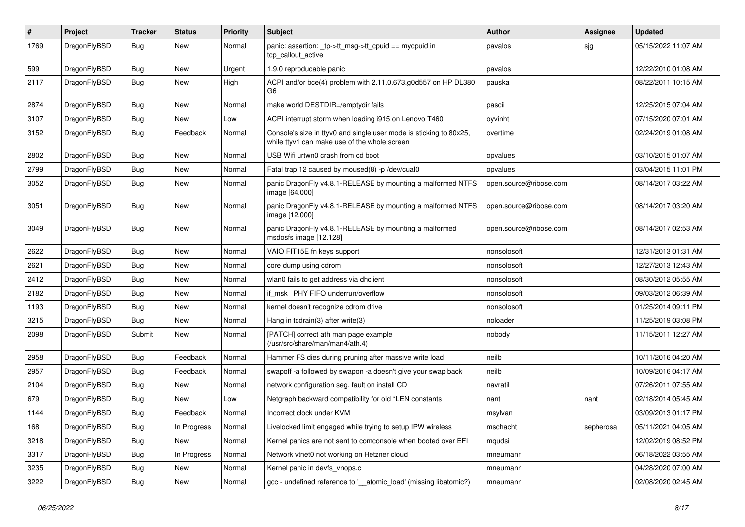| # | Project | Tracker | Status | Priority | Subject | Author | Assignee | Updated |
|---|---|---|---|---|---|---|---|---|
| 1769 | DragonFlyBSD | Bug | New | Normal | panic: assertion: _tp->tt_msg->tt_cpuid == mycpuid in tcp_callout_active | pavalos | sjg | 05/15/2022 11:07 AM |
| 599 | DragonFlyBSD | Bug | New | Urgent | 1.9.0 reproducable panic | pavalos | | 12/22/2010 01:08 AM |
| 2117 | DragonFlyBSD | Bug | New | High | ACPI and/or bce(4) problem with 2.11.0.673.g0d557 on HP DL380 G6 | pauska | | 08/22/2011 10:15 AM |
| 2874 | DragonFlyBSD | Bug | New | Normal | make world DESTDIR=/emptydir fails | pascii | | 12/25/2015 07:04 AM |
| 3107 | DragonFlyBSD | Bug | New | Low | ACPI interrupt storm when loading i915 on Lenovo T460 | oyvinht | | 07/15/2020 07:01 AM |
| 3152 | DragonFlyBSD | Bug | Feedback | Normal | Console's size in ttyv0 and single user mode is sticking to 80x25, while ttyv1 can make use of the whole screen | overtime | | 02/24/2019 01:08 AM |
| 2802 | DragonFlyBSD | Bug | New | Normal | USB Wifi urtwn0 crash from cd boot | opvalues | | 03/10/2015 01:07 AM |
| 2799 | DragonFlyBSD | Bug | New | Normal | Fatal trap 12 caused by moused(8) -p /dev/cual0 | opvalues | | 03/04/2015 11:01 PM |
| 3052 | DragonFlyBSD | Bug | New | Normal | panic DragonFly v4.8.1-RELEASE by mounting a malformed NTFS image [64.000] | open.source@ribose.com | | 08/14/2017 03:22 AM |
| 3051 | DragonFlyBSD | Bug | New | Normal | panic DragonFly v4.8.1-RELEASE by mounting a malformed NTFS image [12.000] | open.source@ribose.com | | 08/14/2017 03:20 AM |
| 3049 | DragonFlyBSD | Bug | New | Normal | panic DragonFly v4.8.1-RELEASE by mounting a malformed msdosfs image [12.128] | open.source@ribose.com | | 08/14/2017 02:53 AM |
| 2622 | DragonFlyBSD | Bug | New | Normal | VAIO FIT15E fn keys support | nonsolosoft | | 12/31/2013 01:31 AM |
| 2621 | DragonFlyBSD | Bug | New | Normal | core dump using cdrom | nonsolosoft | | 12/27/2013 12:43 AM |
| 2412 | DragonFlyBSD | Bug | New | Normal | wlan0 fails to get address via dhclient | nonsolosoft | | 08/30/2012 05:55 AM |
| 2182 | DragonFlyBSD | Bug | New | Normal | if_msk PHY FIFO underrun/overflow | nonsolosoft | | 09/03/2012 06:39 AM |
| 1193 | DragonFlyBSD | Bug | New | Normal | kernel doesn't recognize cdrom drive | nonsolosoft | | 01/25/2014 09:11 PM |
| 3215 | DragonFlyBSD | Bug | New | Normal | Hang in tcdrain(3) after write(3) | noloader | | 11/25/2019 03:08 PM |
| 2098 | DragonFlyBSD | Submit | New | Normal | [PATCH] correct ath man page example (/usr/src/share/man/man4/ath.4) | nobody | | 11/15/2011 12:27 AM |
| 2958 | DragonFlyBSD | Bug | Feedback | Normal | Hammer FS dies during pruning after massive write load | neilb | | 10/11/2016 04:20 AM |
| 2957 | DragonFlyBSD | Bug | Feedback | Normal | swapoff -a followed by swapon -a doesn't give your swap back | neilb | | 10/09/2016 04:17 AM |
| 2104 | DragonFlyBSD | Bug | New | Normal | network configuration seg. fault on install CD | navratil | | 07/26/2011 07:55 AM |
| 679 | DragonFlyBSD | Bug | New | Low | Netgraph backward compatibility for old *LEN constants | nant | nant | 02/18/2014 05:45 AM |
| 1144 | DragonFlyBSD | Bug | Feedback | Normal | Incorrect clock under KVM | msylvan | | 03/09/2013 01:17 PM |
| 168 | DragonFlyBSD | Bug | In Progress | Normal | Livelocked limit engaged while trying to setup IPW wireless | mschacht | sepherosa | 05/11/2021 04:05 AM |
| 3218 | DragonFlyBSD | Bug | New | Normal | Kernel panics are not sent to comconsole when booted over EFI | mqudsi | | 12/02/2019 08:52 PM |
| 3317 | DragonFlyBSD | Bug | In Progress | Normal | Network vtnet0 not working on Hetzner cloud | mneumann | | 06/18/2022 03:55 AM |
| 3235 | DragonFlyBSD | Bug | New | Normal | Kernel panic in devfs_vnops.c | mneumann | | 04/28/2020 07:00 AM |
| 3222 | DragonFlyBSD | Bug | New | Normal | gcc - undefined reference to '__atomic_load' (missing libatomic?) | mneumann | | 02/08/2020 02:45 AM |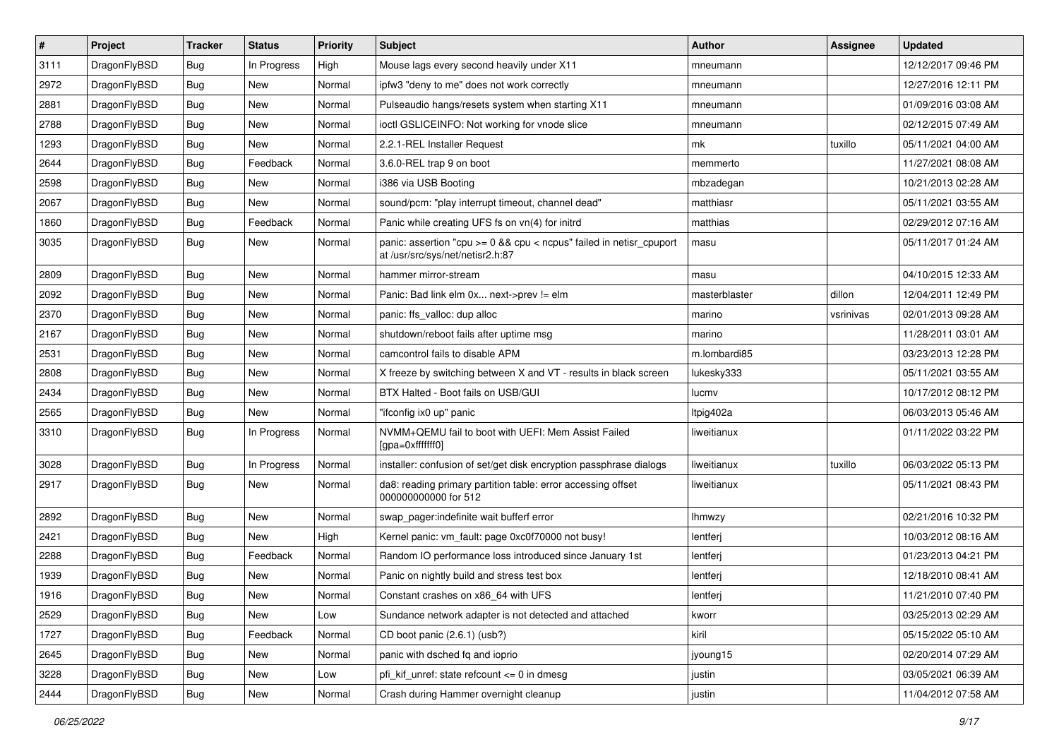| # | Project | Tracker | Status | Priority | Subject | Author | Assignee | Updated |
|---|---|---|---|---|---|---|---|---|
| 3111 | DragonFlyBSD | Bug | In Progress | High | Mouse lags every second heavily under X11 | mneumann | | 12/12/2017 09:46 PM |
| 2972 | DragonFlyBSD | Bug | New | Normal | ipfw3 "deny to me" does not work correctly | mneumann | | 12/27/2016 12:11 PM |
| 2881 | DragonFlyBSD | Bug | New | Normal | Pulseaudio hangs/resets system when starting X11 | mneumann | | 01/09/2016 03:08 AM |
| 2788 | DragonFlyBSD | Bug | New | Normal | ioctl GSLICEINFO: Not working for vnode slice | mneumann | | 02/12/2015 07:49 AM |
| 1293 | DragonFlyBSD | Bug | New | Normal | 2.2.1-REL Installer Request | mk | tuxillo | 05/11/2021 04:00 AM |
| 2644 | DragonFlyBSD | Bug | Feedback | Normal | 3.6.0-REL trap 9 on boot | memmerto | | 11/27/2021 08:08 AM |
| 2598 | DragonFlyBSD | Bug | New | Normal | i386 via USB Booting | mbzadegan | | 10/21/2013 02:28 AM |
| 2067 | DragonFlyBSD | Bug | New | Normal | sound/pcm: "play interrupt timeout, channel dead" | matthiasr | | 05/11/2021 03:55 AM |
| 1860 | DragonFlyBSD | Bug | Feedback | Normal | Panic while creating UFS fs on vn(4) for initrd | matthias | | 02/29/2012 07:16 AM |
| 3035 | DragonFlyBSD | Bug | New | Normal | panic: assertion "cpu >= 0 && cpu < ncpus" failed in netisr_cpuport at /usr/src/sys/net/netisr2.h:87 | masu | | 05/11/2017 01:24 AM |
| 2809 | DragonFlyBSD | Bug | New | Normal | hammer mirror-stream | masu | | 04/10/2015 12:33 AM |
| 2092 | DragonFlyBSD | Bug | New | Normal | Panic: Bad link elm 0x... next->prev != elm | masterblaster | dillon | 12/04/2011 12:49 PM |
| 2370 | DragonFlyBSD | Bug | New | Normal | panic: ffs_valloc: dup alloc | marino | vsrinivas | 02/01/2013 09:28 AM |
| 2167 | DragonFlyBSD | Bug | New | Normal | shutdown/reboot fails after uptime msg | marino | | 11/28/2011 03:01 AM |
| 2531 | DragonFlyBSD | Bug | New | Normal | camcontrol fails to disable APM | m.lombardi85 | | 03/23/2013 12:28 PM |
| 2808 | DragonFlyBSD | Bug | New | Normal | X freeze by switching between X and VT - results in black screen | lukesky333 | | 05/11/2021 03:55 AM |
| 2434 | DragonFlyBSD | Bug | New | Normal | BTX Halted - Boot fails on USB/GUI | lucmv | | 10/17/2012 08:12 PM |
| 2565 | DragonFlyBSD | Bug | New | Normal | "ifconfig ix0 up" panic | ltpig402a | | 06/03/2013 05:46 AM |
| 3310 | DragonFlyBSD | Bug | In Progress | Normal | NVMM+QEMU fail to boot with UEFI: Mem Assist Failed [gpa=0xfffffff0] | liweitianux | | 01/11/2022 03:22 PM |
| 3028 | DragonFlyBSD | Bug | In Progress | Normal | installer: confusion of set/get disk encryption passphrase dialogs | liweitianux | tuxillo | 06/03/2022 05:13 PM |
| 2917 | DragonFlyBSD | Bug | New | Normal | da8: reading primary partition table: error accessing offset 000000000000 for 512 | liweitianux | | 05/11/2021 08:43 PM |
| 2892 | DragonFlyBSD | Bug | New | Normal | swap_pager:indefinite wait bufferf error | lhmwzy | | 02/21/2016 10:32 PM |
| 2421 | DragonFlyBSD | Bug | New | High | Kernel panic: vm_fault: page 0xc0f70000 not busy! | lentferj | | 10/03/2012 08:16 AM |
| 2288 | DragonFlyBSD | Bug | Feedback | Normal | Random IO performance loss introduced since January 1st | lentferj | | 01/23/2013 04:21 PM |
| 1939 | DragonFlyBSD | Bug | New | Normal | Panic on nightly build and stress test box | lentferj | | 12/18/2010 08:41 AM |
| 1916 | DragonFlyBSD | Bug | New | Normal | Constant crashes on x86_64 with UFS | lentferj | | 11/21/2010 07:40 PM |
| 2529 | DragonFlyBSD | Bug | New | Low | Sundance network adapter is not detected and attached | kworr | | 03/25/2013 02:29 AM |
| 1727 | DragonFlyBSD | Bug | Feedback | Normal | CD boot panic (2.6.1) (usb?) | kiril | | 05/15/2022 05:10 AM |
| 2645 | DragonFlyBSD | Bug | New | Normal | panic with dsched fq and ioprio | jyoung15 | | 02/20/2014 07:29 AM |
| 3228 | DragonFlyBSD | Bug | New | Low | pfi_kif_unref: state refcount <= 0 in dmesg | justin | | 03/05/2021 06:39 AM |
| 2444 | DragonFlyBSD | Bug | New | Normal | Crash during Hammer overnight cleanup | justin | | 11/04/2012 07:58 AM |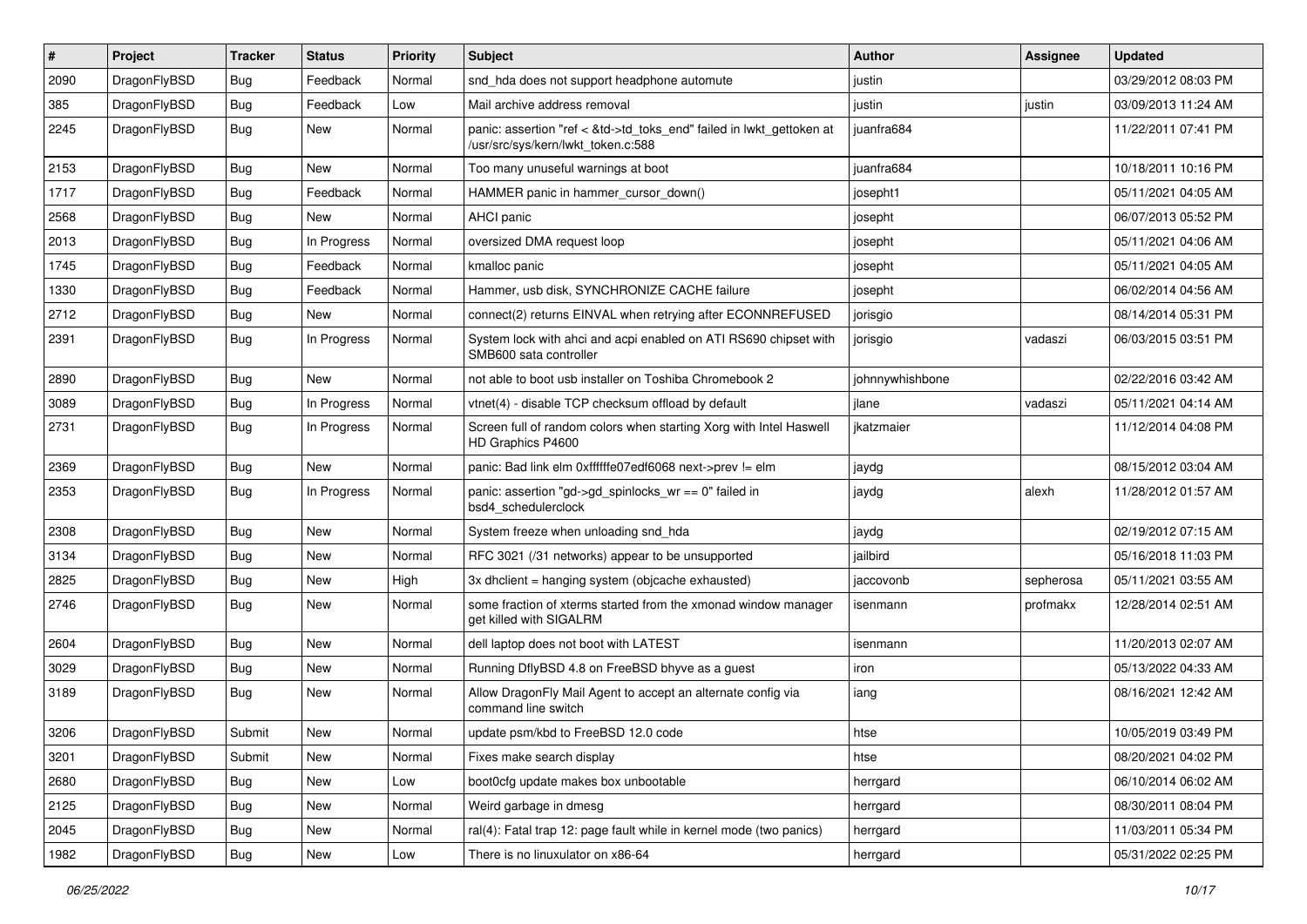| # | Project | Tracker | Status | Priority | Subject | Author | Assignee | Updated |
|---|---|---|---|---|---|---|---|---|
| 2090 | DragonFlyBSD | Bug | Feedback | Normal | snd_hda does not support headphone automute | justin | | 03/29/2012 08:03 PM |
| 385 | DragonFlyBSD | Bug | Feedback | Low | Mail archive address removal | justin | justin | 03/09/2013 11:24 AM |
| 2245 | DragonFlyBSD | Bug | New | Normal | panic: assertion "ref < &td->td_toks_end" failed in lwkt_gettoken at /usr/src/sys/kern/lwkt_token.c:588 | juanfra684 | | 11/22/2011 07:41 PM |
| 2153 | DragonFlyBSD | Bug | New | Normal | Too many unuseful warnings at boot | juanfra684 | | 10/18/2011 10:16 PM |
| 1717 | DragonFlyBSD | Bug | Feedback | Normal | HAMMER panic in hammer_cursor_down() | josepht1 | | 05/11/2021 04:05 AM |
| 2568 | DragonFlyBSD | Bug | New | Normal | AHCI panic | josepht | | 06/07/2013 05:52 PM |
| 2013 | DragonFlyBSD | Bug | In Progress | Normal | oversized DMA request loop | josepht | | 05/11/2021 04:06 AM |
| 1745 | DragonFlyBSD | Bug | Feedback | Normal | kmalloc panic | josepht | | 05/11/2021 04:05 AM |
| 1330 | DragonFlyBSD | Bug | Feedback | Normal | Hammer, usb disk, SYNCHRONIZE CACHE failure | josepht | | 06/02/2014 04:56 AM |
| 2712 | DragonFlyBSD | Bug | New | Normal | connect(2) returns EINVAL when retrying after ECONNREFUSED | jorisgio | | 08/14/2014 05:31 PM |
| 2391 | DragonFlyBSD | Bug | In Progress | Normal | System lock with ahci and acpi enabled on ATI RS690 chipset with SMB600 sata controller | jorisgio | vadaszi | 06/03/2015 03:51 PM |
| 2890 | DragonFlyBSD | Bug | New | Normal | not able to boot usb installer on Toshiba Chromebook 2 | johnnywhishbone | | 02/22/2016 03:42 AM |
| 3089 | DragonFlyBSD | Bug | In Progress | Normal | vtnet(4) - disable TCP checksum offload by default | jlane | vadaszi | 05/11/2021 04:14 AM |
| 2731 | DragonFlyBSD | Bug | In Progress | Normal | Screen full of random colors when starting Xorg with Intel Haswell HD Graphics P4600 | jkatzmaier | | 11/12/2014 04:08 PM |
| 2369 | DragonFlyBSD | Bug | New | Normal | panic: Bad link elm 0xffffffe07edf6068 next->prev != elm | jaydg | | 08/15/2012 03:04 AM |
| 2353 | DragonFlyBSD | Bug | In Progress | Normal | panic: assertion "gd->gd_spinlocks_wr == 0" failed in bsd4_schedulerclock | jaydg | alexh | 11/28/2012 01:57 AM |
| 2308 | DragonFlyBSD | Bug | New | Normal | System freeze when unloading snd_hda | jaydg | | 02/19/2012 07:15 AM |
| 3134 | DragonFlyBSD | Bug | New | Normal | RFC 3021 (/31 networks) appear to be unsupported | jailbird | | 05/16/2018 11:03 PM |
| 2825 | DragonFlyBSD | Bug | New | High | 3x dhclient = hanging system (objcache exhausted) | jaccovonb | sepherosa | 05/11/2021 03:55 AM |
| 2746 | DragonFlyBSD | Bug | New | Normal | some fraction of xterms started from the xmonad window manager get killed with SIGALRM | isenmann | profmakx | 12/28/2014 02:51 AM |
| 2604 | DragonFlyBSD | Bug | New | Normal | dell laptop does not boot with LATEST | isenmann | | 11/20/2013 02:07 AM |
| 3029 | DragonFlyBSD | Bug | New | Normal | Running DflyBSD 4.8 on FreeBSD bhyve as a guest | iron | | 05/13/2022 04:33 AM |
| 3189 | DragonFlyBSD | Bug | New | Normal | Allow DragonFly Mail Agent to accept an alternate config via command line switch | iang | | 08/16/2021 12:42 AM |
| 3206 | DragonFlyBSD | Submit | New | Normal | update psm/kbd to FreeBSD 12.0 code | htse | | 10/05/2019 03:49 PM |
| 3201 | DragonFlyBSD | Submit | New | Normal | Fixes make search display | htse | | 08/20/2021 04:02 PM |
| 2680 | DragonFlyBSD | Bug | New | Low | boot0cfg update makes box unbootable | herrgard | | 06/10/2014 06:02 AM |
| 2125 | DragonFlyBSD | Bug | New | Normal | Weird garbage in dmesg | herrgard | | 08/30/2011 08:04 PM |
| 2045 | DragonFlyBSD | Bug | New | Normal | ral(4): Fatal trap 12: page fault while in kernel mode (two panics) | herrgard | | 11/03/2011 05:34 PM |
| 1982 | DragonFlyBSD | Bug | New | Low | There is no linuxulator on x86-64 | herrgard | | 05/31/2022 02:25 PM |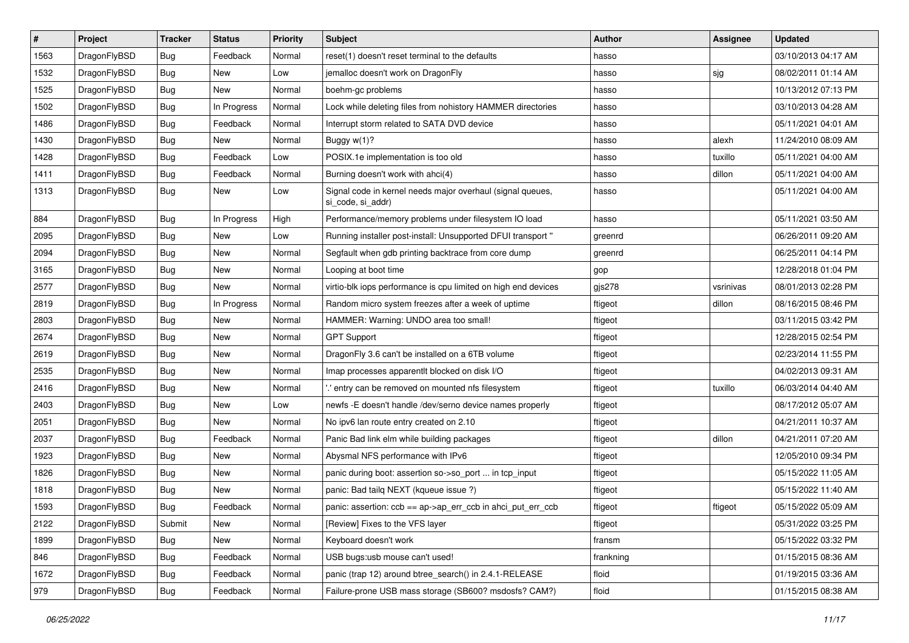| # | Project | Tracker | Status | Priority | Subject | Author | Assignee | Updated |
|---|---|---|---|---|---|---|---|---|
| 1563 | DragonFlyBSD | Bug | Feedback | Normal | reset(1) doesn't reset terminal to the defaults | hasso | | 03/10/2013 04:17 AM |
| 1532 | DragonFlyBSD | Bug | New | Low | jemalloc doesn't work on DragonFly | hasso | sjg | 08/02/2011 01:14 AM |
| 1525 | DragonFlyBSD | Bug | New | Normal | boehm-gc problems | hasso | | 10/13/2012 07:13 PM |
| 1502 | DragonFlyBSD | Bug | In Progress | Normal | Lock while deleting files from nohistory HAMMER directories | hasso | | 03/10/2013 04:28 AM |
| 1486 | DragonFlyBSD | Bug | Feedback | Normal | Interrupt storm related to SATA DVD device | hasso | | 05/11/2021 04:01 AM |
| 1430 | DragonFlyBSD | Bug | New | Normal | Buggy w(1)? | hasso | alexh | 11/24/2010 08:09 AM |
| 1428 | DragonFlyBSD | Bug | Feedback | Low | POSIX.1e implementation is too old | hasso | tuxillo | 05/11/2021 04:00 AM |
| 1411 | DragonFlyBSD | Bug | Feedback | Normal | Burning doesn't work with ahci(4) | hasso | dillon | 05/11/2021 04:00 AM |
| 1313 | DragonFlyBSD | Bug | New | Low | Signal code in kernel needs major overhaul (signal queues, si_code, si_addr) | hasso | | 05/11/2021 04:00 AM |
| 884 | DragonFlyBSD | Bug | In Progress | High | Performance/memory problems under filesystem IO load | hasso | | 05/11/2021 03:50 AM |
| 2095 | DragonFlyBSD | Bug | New | Low | Running installer post-install: Unsupported DFUI transport " | greenrd | | 06/26/2011 09:20 AM |
| 2094 | DragonFlyBSD | Bug | New | Normal | Segfault when gdb printing backtrace from core dump | greenrd | | 06/25/2011 04:14 PM |
| 3165 | DragonFlyBSD | Bug | New | Normal | Looping at boot time | gop | | 12/28/2018 01:04 PM |
| 2577 | DragonFlyBSD | Bug | New | Normal | virtio-blk iops performance is cpu limited on high end devices | gjs278 | vsrinivas | 08/01/2013 02:28 PM |
| 2819 | DragonFlyBSD | Bug | In Progress | Normal | Random micro system freezes after a week of uptime | ftigeot | dillon | 08/16/2015 08:46 PM |
| 2803 | DragonFlyBSD | Bug | New | Normal | HAMMER: Warning: UNDO area too small! | ftigeot | | 03/11/2015 03:42 PM |
| 2674 | DragonFlyBSD | Bug | New | Normal | GPT Support | ftigeot | | 12/28/2015 02:54 PM |
| 2619 | DragonFlyBSD | Bug | New | Normal | DragonFly 3.6 can't be installed on a 6TB volume | ftigeot | | 02/23/2014 11:55 PM |
| 2535 | DragonFlyBSD | Bug | New | Normal | Imap processes apparentlt blocked on disk I/O | ftigeot | | 04/02/2013 09:31 AM |
| 2416 | DragonFlyBSD | Bug | New | Normal | '.' entry can be removed on mounted nfs filesystem | ftigeot | tuxillo | 06/03/2014 04:40 AM |
| 2403 | DragonFlyBSD | Bug | New | Low | newfs -E doesn't handle /dev/serno device names properly | ftigeot | | 08/17/2012 05:07 AM |
| 2051 | DragonFlyBSD | Bug | New | Normal | No ipv6 lan route entry created on 2.10 | ftigeot | | 04/21/2011 10:37 AM |
| 2037 | DragonFlyBSD | Bug | Feedback | Normal | Panic Bad link elm while building packages | ftigeot | dillon | 04/21/2011 07:20 AM |
| 1923 | DragonFlyBSD | Bug | New | Normal | Abysmal NFS performance with IPv6 | ftigeot | | 12/05/2010 09:34 PM |
| 1826 | DragonFlyBSD | Bug | New | Normal | panic during boot: assertion so->so_port ... in tcp_input | ftigeot | | 05/15/2022 11:05 AM |
| 1818 | DragonFlyBSD | Bug | New | Normal | panic: Bad tailq NEXT (kqueue issue ?) | ftigeot | | 05/15/2022 11:40 AM |
| 1593 | DragonFlyBSD | Bug | Feedback | Normal | panic: assertion: ccb == ap->ap_err_ccb in ahci_put_err_ccb | ftigeot | ftigeot | 05/15/2022 05:09 AM |
| 2122 | DragonFlyBSD | Submit | New | Normal | [Review] Fixes to the VFS layer | ftigeot | | 05/31/2022 03:25 PM |
| 1899 | DragonFlyBSD | Bug | New | Normal | Keyboard doesn't work | fransm | | 05/15/2022 03:32 PM |
| 846 | DragonFlyBSD | Bug | Feedback | Normal | USB bugs:usb mouse can't used! | frankning | | 01/15/2015 08:36 AM |
| 1672 | DragonFlyBSD | Bug | Feedback | Normal | panic (trap 12) around btree_search() in 2.4.1-RELEASE | floid | | 01/19/2015 03:36 AM |
| 979 | DragonFlyBSD | Bug | Feedback | Normal | Failure-prone USB mass storage (SB600? msdosfs? CAM?) | floid | | 01/15/2015 08:38 AM |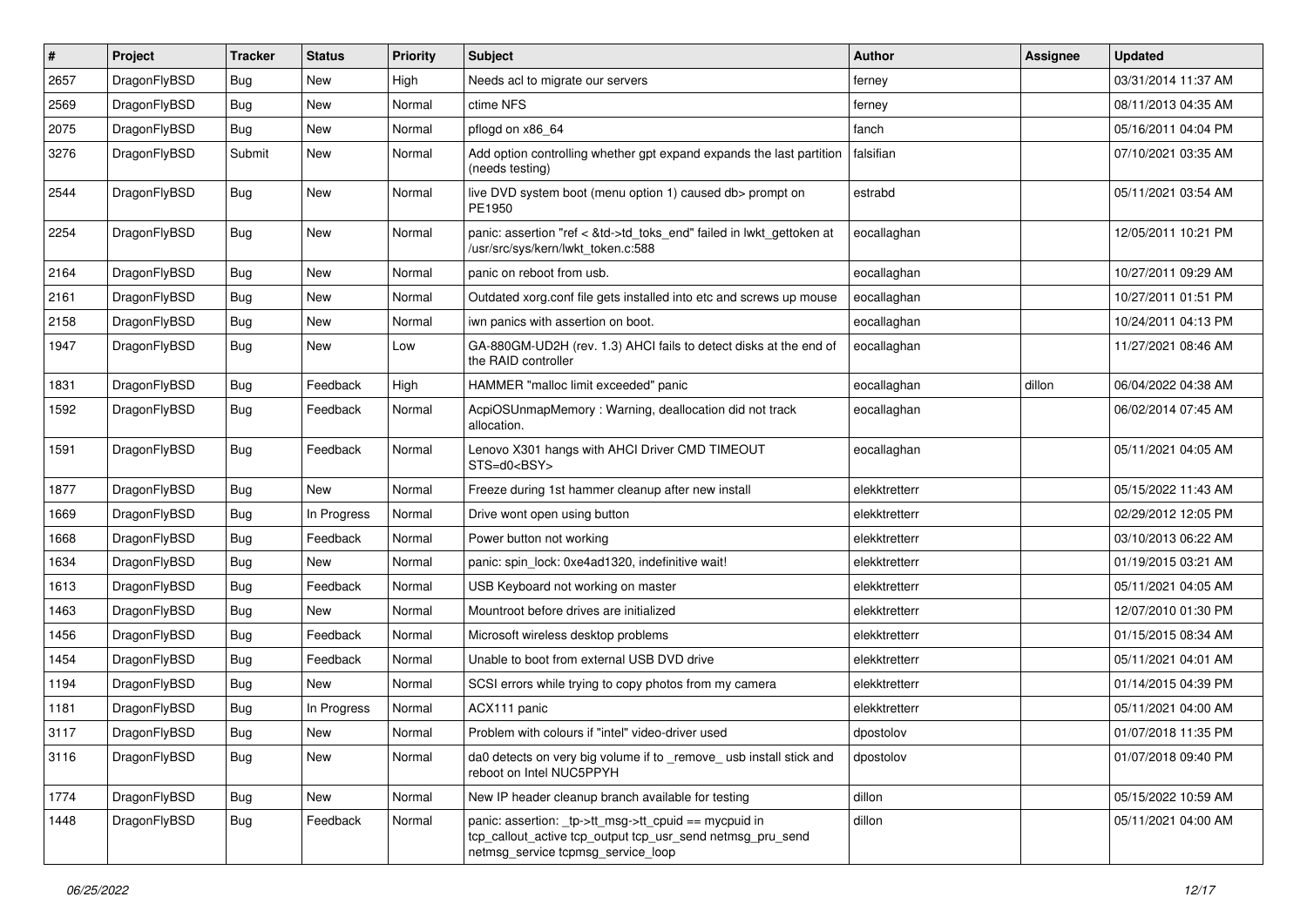| # | Project | Tracker | Status | Priority | Subject | Author | Assignee | Updated |
|---|---|---|---|---|---|---|---|---|
| 2657 | DragonFlyBSD | Bug | New | High | Needs acl to migrate our servers | ferney | | 03/31/2014 11:37 AM |
| 2569 | DragonFlyBSD | Bug | New | Normal | ctime NFS | ferney | | 08/11/2013 04:35 AM |
| 2075 | DragonFlyBSD | Bug | New | Normal | pflogd on x86_64 | fanch | | 05/16/2011 04:04 PM |
| 3276 | DragonFlyBSD | Submit | New | Normal | Add option controlling whether gpt expand expands the last partition (needs testing) | falsifian | | 07/10/2021 03:35 AM |
| 2544 | DragonFlyBSD | Bug | New | Normal | live DVD system boot (menu option 1) caused db> prompt on PE1950 | estrabd | | 05/11/2021 03:54 AM |
| 2254 | DragonFlyBSD | Bug | New | Normal | panic: assertion "ref < &td->td_toks_end" failed in lwkt_gettoken at /usr/src/sys/kern/lwkt_token.c:588 | eocallaghan | | 12/05/2011 10:21 PM |
| 2164 | DragonFlyBSD | Bug | New | Normal | panic on reboot from usb. | eocallaghan | | 10/27/2011 09:29 AM |
| 2161 | DragonFlyBSD | Bug | New | Normal | Outdated xorg.conf file gets installed into etc and screws up mouse | eocallaghan | | 10/27/2011 01:51 PM |
| 2158 | DragonFlyBSD | Bug | New | Normal | iwn panics with assertion on boot. | eocallaghan | | 10/24/2011 04:13 PM |
| 1947 | DragonFlyBSD | Bug | New | Low | GA-880GM-UD2H (rev. 1.3) AHCI fails to detect disks at the end of the RAID controller | eocallaghan | | 11/27/2021 08:46 AM |
| 1831 | DragonFlyBSD | Bug | Feedback | High | HAMMER "malloc limit exceeded" panic | eocallaghan | dillon | 06/04/2022 04:38 AM |
| 1592 | DragonFlyBSD | Bug | Feedback | Normal | AcpiOSUnmapMemory : Warning, deallocation did not track allocation. | eocallaghan | | 06/02/2014 07:45 AM |
| 1591 | DragonFlyBSD | Bug | Feedback | Normal | Lenovo X301 hangs with AHCI Driver CMD TIMEOUT STS=d0<BSY> | eocallaghan | | 05/11/2021 04:05 AM |
| 1877 | DragonFlyBSD | Bug | New | Normal | Freeze during 1st hammer cleanup after new install | elekktretterr | | 05/15/2022 11:43 AM |
| 1669 | DragonFlyBSD | Bug | In Progress | Normal | Drive wont open using button | elekktretterr | | 02/29/2012 12:05 PM |
| 1668 | DragonFlyBSD | Bug | Feedback | Normal | Power button not working | elekktretterr | | 03/10/2013 06:22 AM |
| 1634 | DragonFlyBSD | Bug | New | Normal | panic: spin_lock: 0xe4ad1320, indefinitive wait! | elekktretterr | | 01/19/2015 03:21 AM |
| 1613 | DragonFlyBSD | Bug | Feedback | Normal | USB Keyboard not working on master | elekktretterr | | 05/11/2021 04:05 AM |
| 1463 | DragonFlyBSD | Bug | New | Normal | Mountroot before drives are initialized | elekktretterr | | 12/07/2010 01:30 PM |
| 1456 | DragonFlyBSD | Bug | Feedback | Normal | Microsoft wireless desktop problems | elekktretterr | | 01/15/2015 08:34 AM |
| 1454 | DragonFlyBSD | Bug | Feedback | Normal | Unable to boot from external USB DVD drive | elekktretterr | | 05/11/2021 04:01 AM |
| 1194 | DragonFlyBSD | Bug | New | Normal | SCSI errors while trying to copy photos from my camera | elekktretterr | | 01/14/2015 04:39 PM |
| 1181 | DragonFlyBSD | Bug | In Progress | Normal | ACX111 panic | elekktretterr | | 05/11/2021 04:00 AM |
| 3117 | DragonFlyBSD | Bug | New | Normal | Problem with colours if "intel" video-driver used | dpostolov | | 01/07/2018 11:35 PM |
| 3116 | DragonFlyBSD | Bug | New | Normal | da0 detects on very big volume if to _remove_ usb install stick and reboot on Intel NUC5PPYH | dpostolov | | 01/07/2018 09:40 PM |
| 1774 | DragonFlyBSD | Bug | New | Normal | New IP header cleanup branch available for testing | dillon | | 05/15/2022 10:59 AM |
| 1448 | DragonFlyBSD | Bug | Feedback | Normal | panic: assertion: _tp->tt_msg->tt_cpuid == mycpuid in tcp_callout_active tcp_output tcp_usr_send netmsg_pru_send netmsg_service tcpmsg_service_loop | dillon | | 05/11/2021 04:00 AM |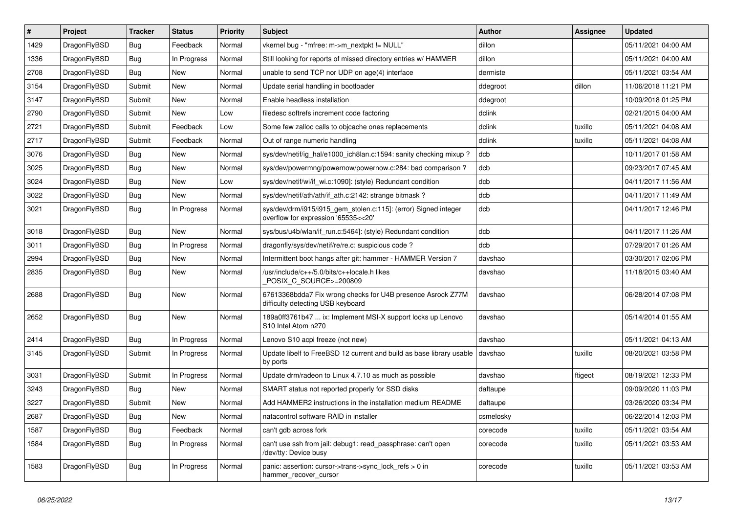| # | Project | Tracker | Status | Priority | Subject | Author | Assignee | Updated |
|---|---|---|---|---|---|---|---|---|
| 1429 | DragonFlyBSD | Bug | Feedback | Normal | vkernel bug - "mfree: m->m_nextpkt != NULL" | dillon | | 05/11/2021 04:00 AM |
| 1336 | DragonFlyBSD | Bug | In Progress | Normal | Still looking for reports of missed directory entries w/ HAMMER | dillon | | 05/11/2021 04:00 AM |
| 2708 | DragonFlyBSD | Bug | New | Normal | unable to send TCP nor UDP on age(4) interface | dermiste | | 05/11/2021 03:54 AM |
| 3154 | DragonFlyBSD | Submit | New | Normal | Update serial handling in bootloader | ddegroot | dillon | 11/06/2018 11:21 PM |
| 3147 | DragonFlyBSD | Submit | New | Normal | Enable headless installation | ddegroot | | 10/09/2018 01:25 PM |
| 2790 | DragonFlyBSD | Submit | New | Low | filedesc softrefs increment code factoring | dclink | | 02/21/2015 04:00 AM |
| 2721 | DragonFlyBSD | Submit | Feedback | Low | Some few zalloc calls to objcache ones replacements | dclink | tuxillo | 05/11/2021 04:08 AM |
| 2717 | DragonFlyBSD | Submit | Feedback | Normal | Out of range numeric handling | dclink | tuxillo | 05/11/2021 04:08 AM |
| 3076 | DragonFlyBSD | Bug | New | Normal | sys/dev/netif/ig_hal/e1000_ich8lan.c:1594: sanity checking mixup ? | dcb | | 10/11/2017 01:58 AM |
| 3025 | DragonFlyBSD | Bug | New | Normal | sys/dev/powermng/powernow/powernow.c:284: bad comparison ? | dcb | | 09/23/2017 07:45 AM |
| 3024 | DragonFlyBSD | Bug | New | Low | sys/dev/netif/wi/if_wi.c:1090]: (style) Redundant condition | dcb | | 04/11/2017 11:56 AM |
| 3022 | DragonFlyBSD | Bug | New | Normal | sys/dev/netif/ath/ath/if_ath.c:2142: strange bitmask ? | dcb | | 04/11/2017 11:49 AM |
| 3021 | DragonFlyBSD | Bug | In Progress | Normal | sys/dev/drm/i915/i915_gem_stolen.c:115]: (error) Signed integer overflow for expression '65535<<20' | dcb | | 04/11/2017 12:46 PM |
| 3018 | DragonFlyBSD | Bug | New | Normal | sys/bus/u4b/wlan/if_run.c:5464]: (style) Redundant condition | dcb | | 04/11/2017 11:26 AM |
| 3011 | DragonFlyBSD | Bug | In Progress | Normal | dragonfly/sys/dev/netif/re/re.c: suspicious code ? | dcb | | 07/29/2017 01:26 AM |
| 2994 | DragonFlyBSD | Bug | New | Normal | Intermittent boot hangs after git: hammer - HAMMER Version 7 | davshao | | 03/30/2017 02:06 PM |
| 2835 | DragonFlyBSD | Bug | New | Normal | /usr/include/c++/5.0/bits/c++locale.h likes _POSIX_C_SOURCE>=200809 | davshao | | 11/18/2015 03:40 AM |
| 2688 | DragonFlyBSD | Bug | New | Normal | 67613368bdda7 Fix wrong checks for U4B presence Asrock Z77M difficulty detecting USB keyboard | davshao | | 06/28/2014 07:08 PM |
| 2652 | DragonFlyBSD | Bug | New | Normal | 189a0ff3761b47 ... ix: Implement MSI-X support locks up Lenovo S10 Intel Atom n270 | davshao | | 05/14/2014 01:55 AM |
| 2414 | DragonFlyBSD | Bug | In Progress | Normal | Lenovo S10 acpi freeze (not new) | davshao | | 05/11/2021 04:13 AM |
| 3145 | DragonFlyBSD | Submit | In Progress | Normal | Update libelf to FreeBSD 12 current and build as base library usable by ports | davshao | tuxillo | 08/20/2021 03:58 PM |
| 3031 | DragonFlyBSD | Submit | In Progress | Normal | Update drm/radeon to Linux 4.7.10 as much as possible | davshao | ftigeot | 08/19/2021 12:33 PM |
| 3243 | DragonFlyBSD | Bug | New | Normal | SMART status not reported properly for SSD disks | daftaupe | | 09/09/2020 11:03 PM |
| 3227 | DragonFlyBSD | Submit | New | Normal | Add HAMMER2 instructions in the installation medium README | daftaupe | | 03/26/2020 03:34 PM |
| 2687 | DragonFlyBSD | Bug | New | Normal | natacontrol software RAID in installer | csmelosky | | 06/22/2014 12:03 PM |
| 1587 | DragonFlyBSD | Bug | Feedback | Normal | can't gdb across fork | corecode | tuxillo | 05/11/2021 03:54 AM |
| 1584 | DragonFlyBSD | Bug | In Progress | Normal | can't use ssh from jail: debug1: read_passphrase: can't open /dev/tty: Device busy | corecode | tuxillo | 05/11/2021 03:53 AM |
| 1583 | DragonFlyBSD | Bug | In Progress | Normal | panic: assertion: cursor->trans->sync_lock_refs > 0 in hammer_recover_cursor | corecode | tuxillo | 05/11/2021 03:53 AM |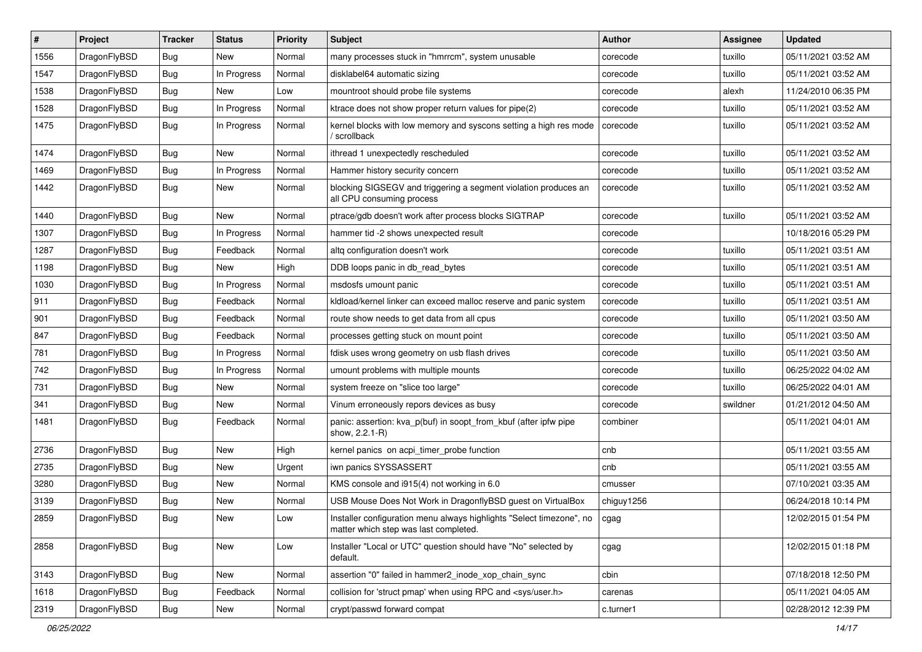| # | Project | Tracker | Status | Priority | Subject | Author | Assignee | Updated |
|---|---|---|---|---|---|---|---|---|
| 1556 | DragonFlyBSD | Bug | New | Normal | many processes stuck in "hmrrcm", system unusable | corecode | tuxillo | 05/11/2021 03:52 AM |
| 1547 | DragonFlyBSD | Bug | In Progress | Normal | disklabel64 automatic sizing | corecode | tuxillo | 05/11/2021 03:52 AM |
| 1538 | DragonFlyBSD | Bug | New | Low | mountroot should probe file systems | corecode | alexh | 11/24/2010 06:35 PM |
| 1528 | DragonFlyBSD | Bug | In Progress | Normal | ktrace does not show proper return values for pipe(2) | corecode | tuxillo | 05/11/2021 03:52 AM |
| 1475 | DragonFlyBSD | Bug | In Progress | Normal | kernel blocks with low memory and syscons setting a high res mode / scrollback | corecode | tuxillo | 05/11/2021 03:52 AM |
| 1474 | DragonFlyBSD | Bug | New | Normal | ithread 1 unexpectedly rescheduled | corecode | tuxillo | 05/11/2021 03:52 AM |
| 1469 | DragonFlyBSD | Bug | In Progress | Normal | Hammer history security concern | corecode | tuxillo | 05/11/2021 03:52 AM |
| 1442 | DragonFlyBSD | Bug | New | Normal | blocking SIGSEGV and triggering a segment violation produces an all CPU consuming process | corecode | tuxillo | 05/11/2021 03:52 AM |
| 1440 | DragonFlyBSD | Bug | New | Normal | ptrace/gdb doesn't work after process blocks SIGTRAP | corecode | tuxillo | 05/11/2021 03:52 AM |
| 1307 | DragonFlyBSD | Bug | In Progress | Normal | hammer tid -2 shows unexpected result | corecode | | 10/18/2016 05:29 PM |
| 1287 | DragonFlyBSD | Bug | Feedback | Normal | altq configuration doesn't work | corecode | tuxillo | 05/11/2021 03:51 AM |
| 1198 | DragonFlyBSD | Bug | New | High | DDB loops panic in db_read_bytes | corecode | tuxillo | 05/11/2021 03:51 AM |
| 1030 | DragonFlyBSD | Bug | In Progress | Normal | msdosfs umount panic | corecode | tuxillo | 05/11/2021 03:51 AM |
| 911 | DragonFlyBSD | Bug | Feedback | Normal | kldload/kernel linker can exceed malloc reserve and panic system | corecode | tuxillo | 05/11/2021 03:51 AM |
| 901 | DragonFlyBSD | Bug | Feedback | Normal | route show needs to get data from all cpus | corecode | tuxillo | 05/11/2021 03:50 AM |
| 847 | DragonFlyBSD | Bug | Feedback | Normal | processes getting stuck on mount point | corecode | tuxillo | 05/11/2021 03:50 AM |
| 781 | DragonFlyBSD | Bug | In Progress | Normal | fdisk uses wrong geometry on usb flash drives | corecode | tuxillo | 05/11/2021 03:50 AM |
| 742 | DragonFlyBSD | Bug | In Progress | Normal | umount problems with multiple mounts | corecode | tuxillo | 06/25/2022 04:02 AM |
| 731 | DragonFlyBSD | Bug | New | Normal | system freeze on "slice too large" | corecode | tuxillo | 06/25/2022 04:01 AM |
| 341 | DragonFlyBSD | Bug | New | Normal | Vinum erroneously repors devices as busy | corecode | swildner | 01/21/2012 04:50 AM |
| 1481 | DragonFlyBSD | Bug | Feedback | Normal | panic: assertion: kva_p(buf) in soopt_from_kbuf (after ipfw pipe show, 2.2.1-R) | combiner | | 05/11/2021 04:01 AM |
| 2736 | DragonFlyBSD | Bug | New | High | kernel panics on acpi_timer_probe function | cnb | | 05/11/2021 03:55 AM |
| 2735 | DragonFlyBSD | Bug | New | Urgent | iwn panics SYSSASSERT | cnb | | 05/11/2021 03:55 AM |
| 3280 | DragonFlyBSD | Bug | New | Normal | KMS console and i915(4) not working in 6.0 | cmusser | | 07/10/2021 03:35 AM |
| 3139 | DragonFlyBSD | Bug | New | Normal | USB Mouse Does Not Work in DragonflyBSD guest on VirtualBox | chiguy1256 | | 06/24/2018 10:14 PM |
| 2859 | DragonFlyBSD | Bug | New | Low | Installer configuration menu always highlights "Select timezone", no matter which step was last completed. | cgag | | 12/02/2015 01:54 PM |
| 2858 | DragonFlyBSD | Bug | New | Low | Installer "Local or UTC" question should have "No" selected by default. | cgag | | 12/02/2015 01:18 PM |
| 3143 | DragonFlyBSD | Bug | New | Normal | assertion "0" failed in hammer2_inode_xop_chain_sync | cbin | | 07/18/2018 12:50 PM |
| 1618 | DragonFlyBSD | Bug | Feedback | Normal | collision for 'struct pmap' when using RPC and <sys/user.h> | carenas | | 05/11/2021 04:05 AM |
| 2319 | DragonFlyBSD | Bug | New | Normal | crypt/passwd forward compat | c.turner1 | | 02/28/2012 12:39 PM |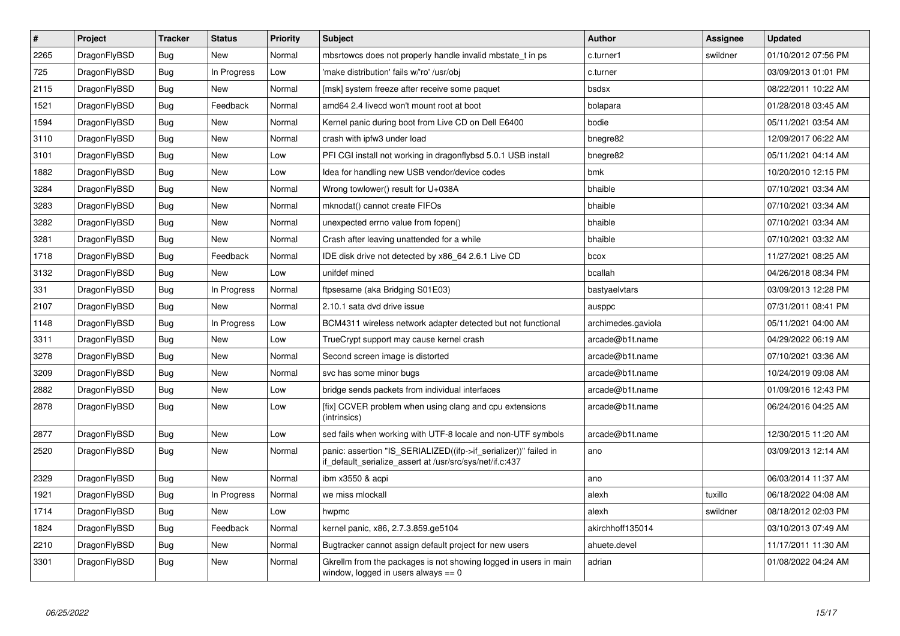| # | Project | Tracker | Status | Priority | Subject | Author | Assignee | Updated |
|---|---|---|---|---|---|---|---|---|
| 2265 | DragonFlyBSD | Bug | New | Normal | mbsrtowcs does not properly handle invalid mbstate_t in ps | c.turner1 | swildner | 01/10/2012 07:56 PM |
| 725 | DragonFlyBSD | Bug | In Progress | Low | 'make distribution' fails w/'ro' /usr/obj | c.turner | | 03/09/2013 01:01 PM |
| 2115 | DragonFlyBSD | Bug | New | Normal | [msk] system freeze after receive some paquet | bsdsx | | 08/22/2011 10:22 AM |
| 1521 | DragonFlyBSD | Bug | Feedback | Normal | amd64 2.4 livecd won't mount root at boot | bolapara | | 01/28/2018 03:45 AM |
| 1594 | DragonFlyBSD | Bug | New | Normal | Kernel panic during boot from Live CD on Dell E6400 | bodie | | 05/11/2021 03:54 AM |
| 3110 | DragonFlyBSD | Bug | New | Normal | crash with ipfw3 under load | bnegre82 | | 12/09/2017 06:22 AM |
| 3101 | DragonFlyBSD | Bug | New | Low | PFI CGI install not working in dragonflybsd 5.0.1 USB install | bnegre82 | | 05/11/2021 04:14 AM |
| 1882 | DragonFlyBSD | Bug | New | Low | Idea for handling new USB vendor/device codes | bmk | | 10/20/2010 12:15 PM |
| 3284 | DragonFlyBSD | Bug | New | Normal | Wrong towlower() result for U+038A | bhaible | | 07/10/2021 03:34 AM |
| 3283 | DragonFlyBSD | Bug | New | Normal | mknodat() cannot create FIFOs | bhaible | | 07/10/2021 03:34 AM |
| 3282 | DragonFlyBSD | Bug | New | Normal | unexpected errno value from fopen() | bhaible | | 07/10/2021 03:34 AM |
| 3281 | DragonFlyBSD | Bug | New | Normal | Crash after leaving unattended for a while | bhaible | | 07/10/2021 03:32 AM |
| 1718 | DragonFlyBSD | Bug | Feedback | Normal | IDE disk drive not detected by x86_64 2.6.1 Live CD | bcox | | 11/27/2021 08:25 AM |
| 3132 | DragonFlyBSD | Bug | New | Low | unifdef mined | bcallah | | 04/26/2018 08:34 PM |
| 331 | DragonFlyBSD | Bug | In Progress | Normal | ftpsesame (aka Bridging S01E03) | bastyaelvtars | | 03/09/2013 12:28 PM |
| 2107 | DragonFlyBSD | Bug | New | Normal | 2.10.1 sata dvd drive issue | ausppc | | 07/31/2011 08:41 PM |
| 1148 | DragonFlyBSD | Bug | In Progress | Low | BCM4311 wireless network adapter detected but not functional | archimedes.gaviola | | 05/11/2021 04:00 AM |
| 3311 | DragonFlyBSD | Bug | New | Low | TrueCrypt support may cause kernel crash | arcade@b1t.name | | 04/29/2022 06:19 AM |
| 3278 | DragonFlyBSD | Bug | New | Normal | Second screen image is distorted | arcade@b1t.name | | 07/10/2021 03:36 AM |
| 3209 | DragonFlyBSD | Bug | New | Normal | svc has some minor bugs | arcade@b1t.name | | 10/24/2019 09:08 AM |
| 2882 | DragonFlyBSD | Bug | New | Low | bridge sends packets from individual interfaces | arcade@b1t.name | | 01/09/2016 12:43 PM |
| 2878 | DragonFlyBSD | Bug | New | Low | [fix] CCVER problem when using clang and cpu extensions (intrinsics) | arcade@b1t.name | | 06/24/2016 04:25 AM |
| 2877 | DragonFlyBSD | Bug | New | Low | sed fails when working with UTF-8 locale and non-UTF symbols | arcade@b1t.name | | 12/30/2015 11:20 AM |
| 2520 | DragonFlyBSD | Bug | New | Normal | panic: assertion "IS_SERIALIZED((ifp->if_serializer))" failed in if_default_serialize_assert at /usr/src/sys/net/if.c:437 | ano | | 03/09/2013 12:14 AM |
| 2329 | DragonFlyBSD | Bug | New | Normal | ibm x3550 & acpi | ano | | 06/03/2014 11:37 AM |
| 1921 | DragonFlyBSD | Bug | In Progress | Normal | we miss mlockall | alexh | tuxillo | 06/18/2022 04:08 AM |
| 1714 | DragonFlyBSD | Bug | New | Low | hwpmc | alexh | swildner | 08/18/2012 02:03 PM |
| 1824 | DragonFlyBSD | Bug | Feedback | Normal | kernel panic, x86, 2.7.3.859.ge5104 | akirchhoff135014 | | 03/10/2013 07:49 AM |
| 2210 | DragonFlyBSD | Bug | New | Normal | Bugtracker cannot assign default project for new users | ahuete.devel | | 11/17/2011 11:30 AM |
| 3301 | DragonFlyBSD | Bug | New | Normal | Gkrellm from the packages is not showing logged in users in main window, logged in users always == 0 | adrian | | 01/08/2022 04:24 AM |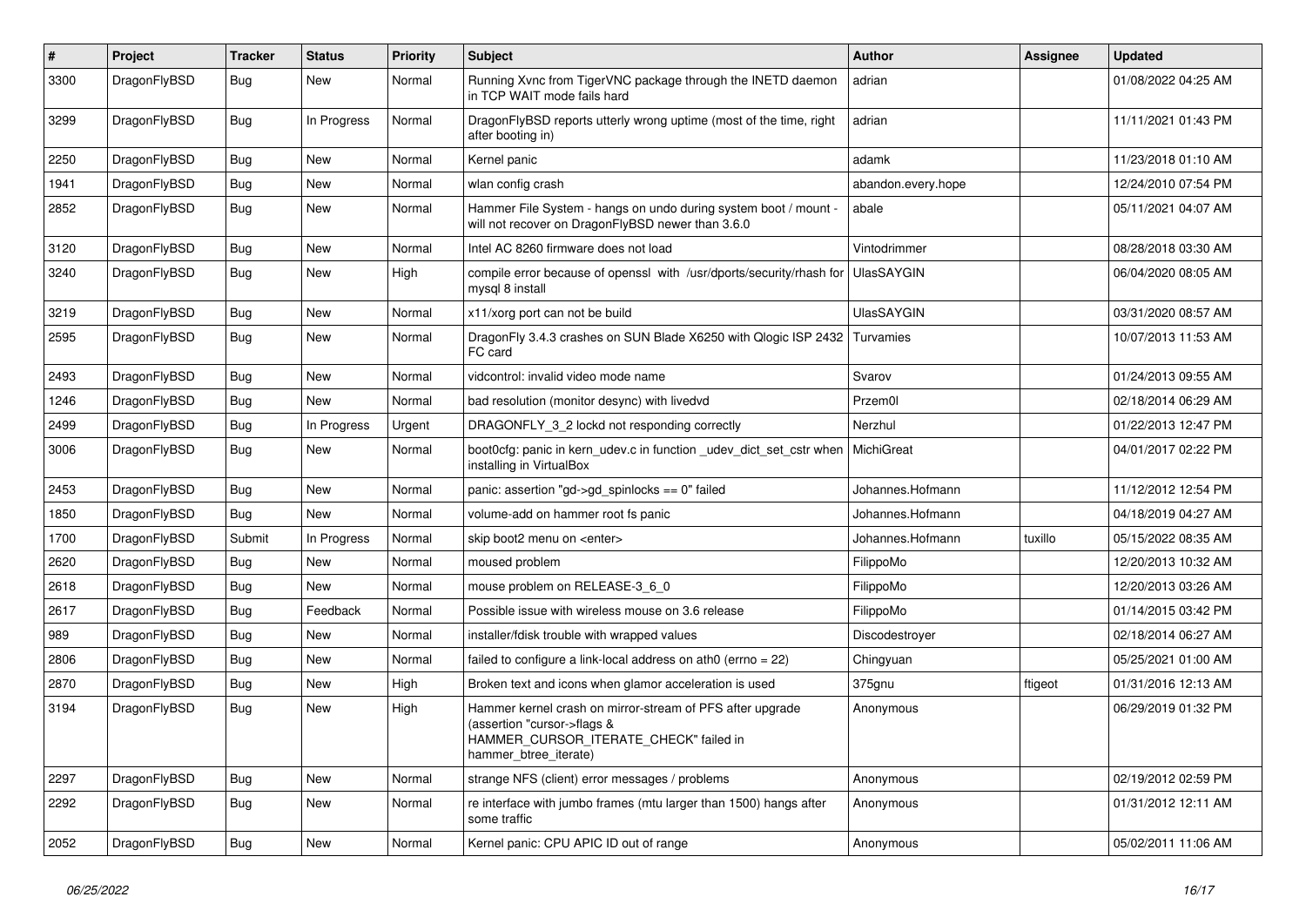| # | Project | Tracker | Status | Priority | Subject | Author | Assignee | Updated |
|---|---|---|---|---|---|---|---|---|
| 3300 | DragonFlyBSD | Bug | New | Normal | Running Xvnc from TigerVNC package through the INETD daemon in TCP WAIT mode fails hard | adrian | | 01/08/2022 04:25 AM |
| 3299 | DragonFlyBSD | Bug | In Progress | Normal | DragonFlyBSD reports utterly wrong uptime (most of the time, right after booting in) | adrian | | 11/11/2021 01:43 PM |
| 2250 | DragonFlyBSD | Bug | New | Normal | Kernel panic | adamk | | 11/23/2018 01:10 AM |
| 1941 | DragonFlyBSD | Bug | New | Normal | wlan config crash | abandon.every.hope | | 12/24/2010 07:54 PM |
| 2852 | DragonFlyBSD | Bug | New | Normal | Hammer File System - hangs on undo during system boot / mount - will not recover on DragonFlyBSD newer than 3.6.0 | abale | | 05/11/2021 04:07 AM |
| 3120 | DragonFlyBSD | Bug | New | Normal | Intel AC 8260 firmware does not load | Vintodrimmer | | 08/28/2018 03:30 AM |
| 3240 | DragonFlyBSD | Bug | New | High | compile error because of openssl with /usr/dports/security/rhash for mysql 8 install | UlasSAYGIN | | 06/04/2020 08:05 AM |
| 3219 | DragonFlyBSD | Bug | New | Normal | x11/xorg port can not be build | UlasSAYGIN | | 03/31/2020 08:57 AM |
| 2595 | DragonFlyBSD | Bug | New | Normal | DragonFly 3.4.3 crashes on SUN Blade X6250 with Qlogic ISP 2432 FC card | Turvamies | | 10/07/2013 11:53 AM |
| 2493 | DragonFlyBSD | Bug | New | Normal | vidcontrol: invalid video mode name | Svarov | | 01/24/2013 09:55 AM |
| 1246 | DragonFlyBSD | Bug | New | Normal | bad resolution (monitor desync) with livedvd | Przem0l | | 02/18/2014 06:29 AM |
| 2499 | DragonFlyBSD | Bug | In Progress | Urgent | DRAGONFLY_3_2 lockd not responding correctly | Nerzhul | | 01/22/2013 12:47 PM |
| 3006 | DragonFlyBSD | Bug | New | Normal | boot0cfg: panic in kern_udev.c in function _udev_dict_set_cstr when installing in VirtualBox | MichiGreat | | 04/01/2017 02:22 PM |
| 2453 | DragonFlyBSD | Bug | New | Normal | panic: assertion "gd->gd_spinlocks == 0" failed | Johannes.Hofmann | | 11/12/2012 12:54 PM |
| 1850 | DragonFlyBSD | Bug | New | Normal | volume-add on hammer root fs panic | Johannes.Hofmann | | 04/18/2019 04:27 AM |
| 1700 | DragonFlyBSD | Submit | In Progress | Normal | skip boot2 menu on <enter> | Johannes.Hofmann | tuxillo | 05/15/2022 08:35 AM |
| 2620 | DragonFlyBSD | Bug | New | Normal | moused problem | FilippoMo | | 12/20/2013 10:32 AM |
| 2618 | DragonFlyBSD | Bug | New | Normal | mouse problem on RELEASE-3_6_0 | FilippoMo | | 12/20/2013 03:26 AM |
| 2617 | DragonFlyBSD | Bug | Feedback | Normal | Possible issue with wireless mouse on 3.6 release | FilippoMo | | 01/14/2015 03:42 PM |
| 989 | DragonFlyBSD | Bug | New | Normal | installer/fdisk trouble with wrapped values | Discodestroyer | | 02/18/2014 06:27 AM |
| 2806 | DragonFlyBSD | Bug | New | Normal | failed to configure a link-local address on ath0 (errno = 22) | Chingyuan | | 05/25/2021 01:00 AM |
| 2870 | DragonFlyBSD | Bug | New | High | Broken text and icons when glamor acceleration is used | 375gnu | ftigeot | 01/31/2016 12:13 AM |
| 3194 | DragonFlyBSD | Bug | New | High | Hammer kernel crash on mirror-stream of PFS after upgrade (assertion "cursor->flags & HAMMER_CURSOR_ITERATE_CHECK" failed in hammer_btree_iterate) | Anonymous | | 06/29/2019 01:32 PM |
| 2297 | DragonFlyBSD | Bug | New | Normal | strange NFS (client) error messages / problems | Anonymous | | 02/19/2012 02:59 PM |
| 2292 | DragonFlyBSD | Bug | New | Normal | re interface with jumbo frames (mtu larger than 1500) hangs after some traffic | Anonymous | | 01/31/2012 12:11 AM |
| 2052 | DragonFlyBSD | Bug | New | Normal | Kernel panic: CPU APIC ID out of range | Anonymous | | 05/02/2011 11:06 AM |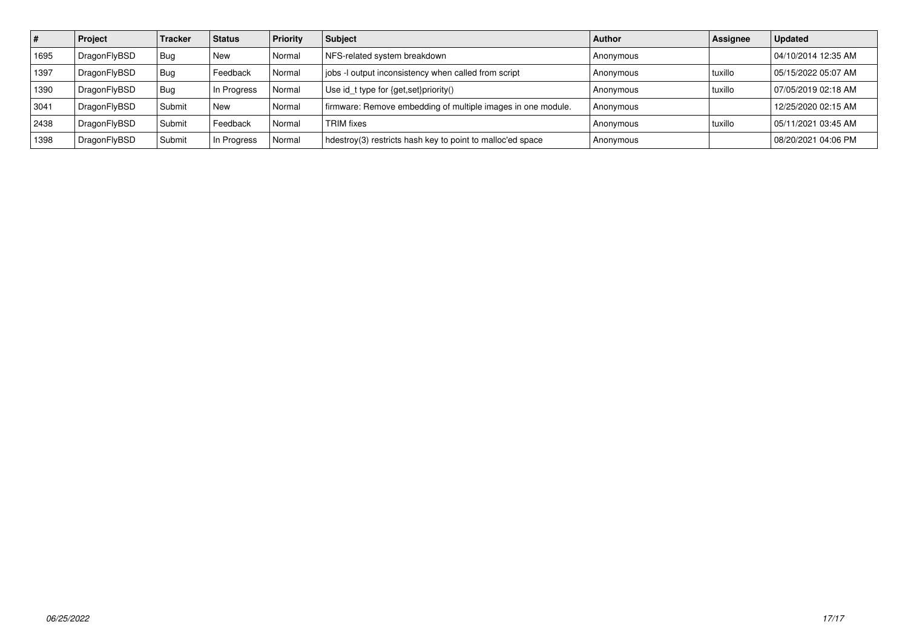| # | Project | Tracker | Status | Priority | Subject | Author | Assignee | Updated |
|---|---|---|---|---|---|---|---|---|
| 1695 | DragonFlyBSD | Bug | New | Normal | NFS-related system breakdown | Anonymous | | 04/10/2014 12:35 AM |
| 1397 | DragonFlyBSD | Bug | Feedback | Normal | jobs -l output inconsistency when called from script | Anonymous | tuxillo | 05/15/2022 05:07 AM |
| 1390 | DragonFlyBSD | Bug | In Progress | Normal | Use id_t type for {get,set}priority() | Anonymous | tuxillo | 07/05/2019 02:18 AM |
| 3041 | DragonFlyBSD | Submit | New | Normal | firmware: Remove embedding of multiple images in one module. | Anonymous | | 12/25/2020 02:15 AM |
| 2438 | DragonFlyBSD | Submit | Feedback | Normal | TRIM fixes | Anonymous | tuxillo | 05/11/2021 03:45 AM |
| 1398 | DragonFlyBSD | Submit | In Progress | Normal | hdestroy(3) restricts hash key to point to malloc'ed space | Anonymous | | 08/20/2021 04:06 PM |